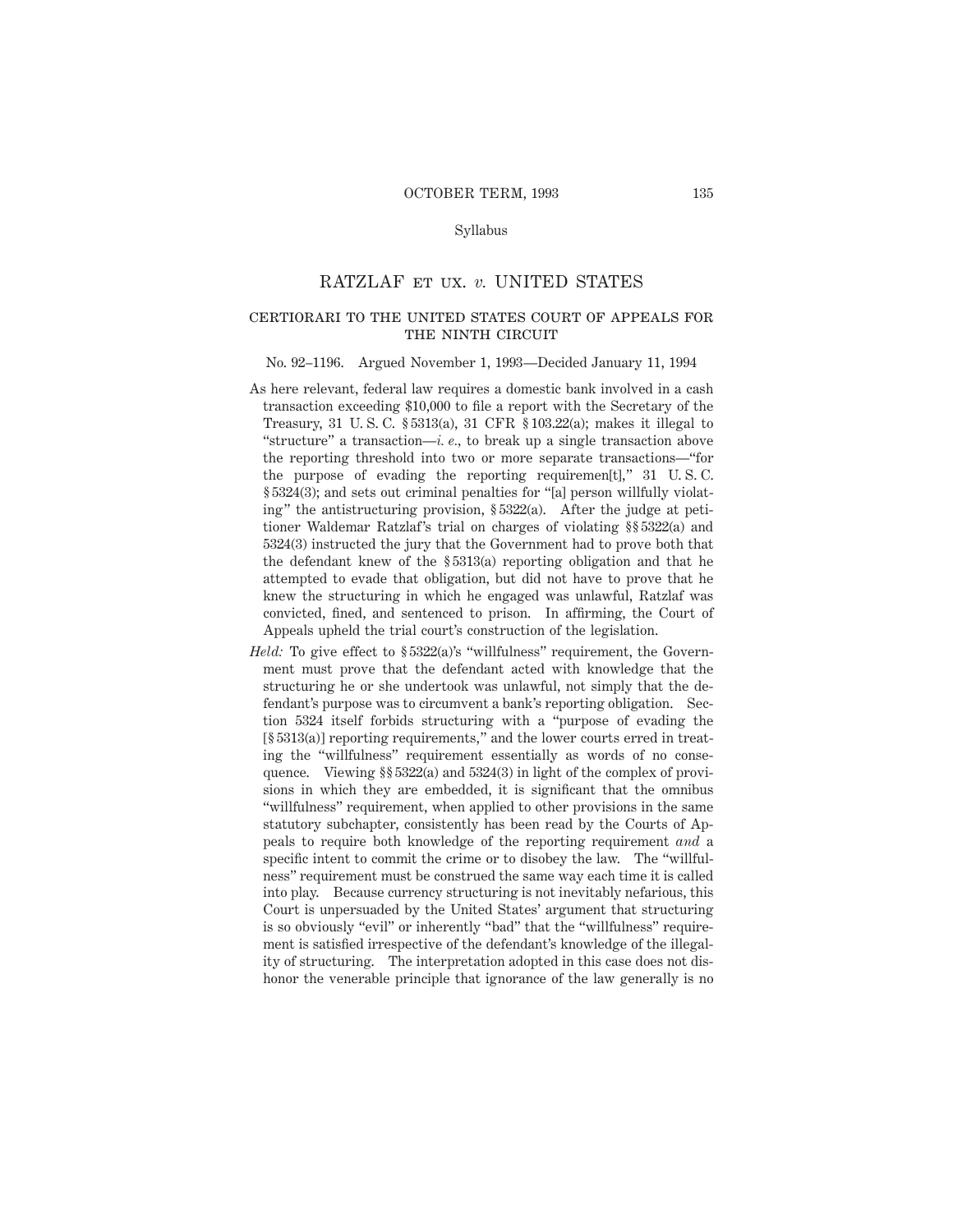Syllabus

# RATZLAF ET UX. *v.* UNITED STATES

## CERTIORARI TO THE UNITED STATES COURT OF APPEALS FOR THE NINTH CIRCUIT

No. 92–1196. Argued November 1, 1993—Decided January 11, 1994

As here relevant, federal law requires a domestic bank involved in a cash transaction exceeding $10,000 to file a report with the Secretary of the Treasury, 31 U. S. C. § 5313(a), 31 CFR § 103.22(a); makes it illegal to "structure" a transaction—*i. e.*, to break up a single transaction above the reporting threshold into two or more separate transactions—"for the purpose of evading the reporting requiremen[t]," 31 U. S. C. § 5324(3); and sets out criminal penalties for "[a] person willfully violating" the antistructuring provision, § 5322(a). After the judge at petitioner Waldemar Ratzlaf's trial on charges of violating §§ 5322(a) and 5324(3) instructed the jury that the Government had to prove both that the defendant knew of the § 5313(a) reporting obligation and that he attempted to evade that obligation, but did not have to prove that he knew the structuring in which he engaged was unlawful, Ratzlaf was convicted, fined, and sentenced to prison. In affirming, the Court of Appeals upheld the trial court's construction of the legislation.

*Held:* To give effect to § 5322(a)'s "willfulness" requirement, the Government must prove that the defendant acted with knowledge that the structuring he or she undertook was unlawful, not simply that the defendant's purpose was to circumvent a bank's reporting obligation. Section 5324 itself forbids structuring with a "purpose of evading the [§ 5313(a)] reporting requirements," and the lower courts erred in treating the "willfulness" requirement essentially as words of no consequence. Viewing §§ 5322(a) and 5324(3) in light of the complex of provisions in which they are embedded, it is significant that the omnibus "willfulness" requirement, when applied to other provisions in the same statutory subchapter, consistently has been read by the Courts of Appeals to require both knowledge of the reporting requirement *and* a specific intent to commit the crime or to disobey the law. The "willfulness" requirement must be construed the same way each time it is called into play. Because currency structuring is not inevitably nefarious, this Court is unpersuaded by the United States' argument that structuring is so obviously "evil" or inherently "bad" that the "willfulness" requirement is satisfied irrespective of the defendant's knowledge of the illegality of structuring. The interpretation adopted in this case does not dishonor the venerable principle that ignorance of the law generally is no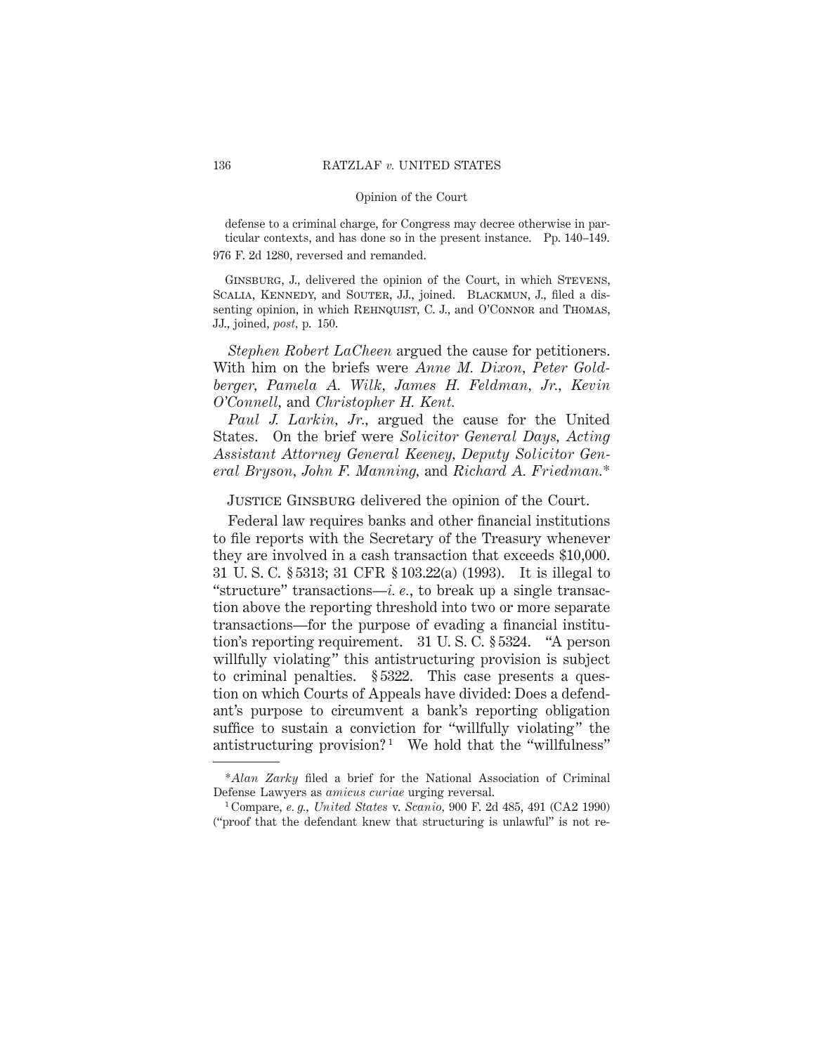defense to a criminal charge, for Congress may decree otherwise in particular contexts, and has done so in the present instance. Pp. 140–149.

976 F. 2d 1280, reversed and remanded.

Ginsburg, J., delivered the opinion of the Court, in which Stevens, Scalia, Kennedy, and Souter, JJ., joined. Blackmun, J., filed a dissenting opinion, in which Rehnquist, C. J., and O'Connor and Thomas, JJ., joined, *post*, p. 150.

*Stephen Robert LaCheen* argued the cause for petitioners. With him on the briefs were *Anne M. Dixon*, *Peter Goldberger*, *Pamela A. Wilk*, *James H. Feldman, Jr.*, *Kevin O'Connell*, and *Christopher H. Kent.*

*Paul J. Larkin, Jr.*, argued the cause for the United States. On the brief were *Solicitor General Days*, *Acting Assistant Attorney General Keeney*, *Deputy Solicitor General Bryson*, *John F. Manning*, and *Richard A. Friedman.*\*

Justice Ginsburg delivered the opinion of the Court.

Federal law requires banks and other financial institutions to file reports with the Secretary of the Treasury whenever they are involved in a cash transaction that exceeds $10,000. 31 U. S. C. § 5313; 31 CFR § 103.22(a) (1993). It is illegal to "structure" transactions—*i. e.*, to break up a single transaction above the reporting threshold into two or more separate transactions—for the purpose of evading a financial institution's reporting requirement. 31 U. S. C. § 5324. "A person willfully violating" this antistructuring provision is subject to criminal penalties. § 5322. This case presents a question on which Courts of Appeals have divided: Does a defendant's purpose to circumvent a bank's reporting obligation suffice to sustain a conviction for "willfully violating" the antistructuring provision?[1] We hold that the "willfulness"

---

\**Alan Zarky* filed a brief for the National Association of Criminal Defense Lawyers as *amicus curiae* urging reversal.

[1] Compare, *e. g.*, *United States* v. *Scanio*, 900 F. 2d 485, 491 (CA2 1990) ("proof that the defendant knew that structuring is unlawful" is not re-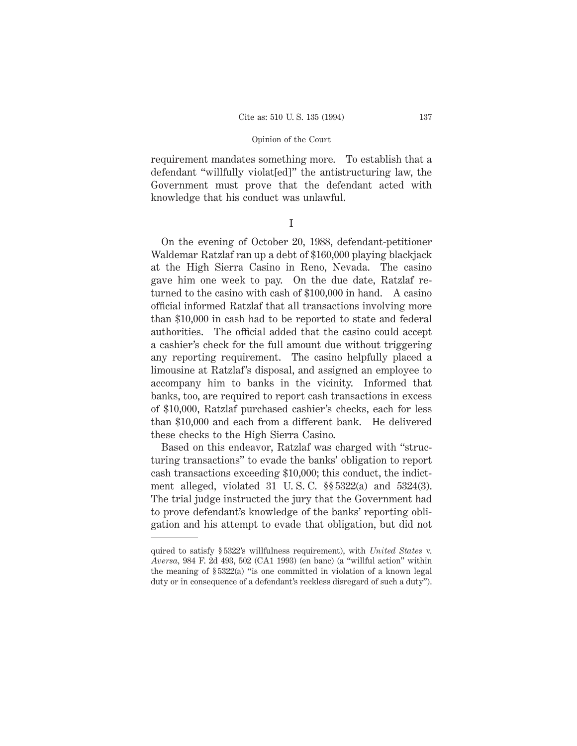requirement mandates something more. To establish that a defendant "willfully violat[ed]" the antistructuring law, the Government must prove that the defendant acted with knowledge that his conduct was unlawful.

## I

On the evening of October 20, 1988, defendant-petitioner Waldemar Ratzlaf ran up a debt of $160,000 playing blackjack at the High Sierra Casino in Reno, Nevada. The casino gave him one week to pay. On the due date, Ratzlaf returned to the casino with cash of $100,000 in hand. A casino official informed Ratzlaf that all transactions involving more than $10,000 in cash had to be reported to state and federal authorities. The official added that the casino could accept a cashier's check for the full amount due without triggering any reporting requirement. The casino helpfully placed a limousine at Ratzlaf's disposal, and assigned an employee to accompany him to banks in the vicinity. Informed that banks, too, are required to report cash transactions in excess of $10,000, Ratzlaf purchased cashier's checks, each for less than $10,000 and each from a different bank. He delivered these checks to the High Sierra Casino.

Based on this endeavor, Ratzlaf was charged with "structuring transactions" to evade the banks' obligation to report cash transactions exceeding $10,000; this conduct, the indictment alleged, violated 31 U. S. C. §§ 5322(a) and 5324(3). The trial judge instructed the jury that the Government had to prove defendant's knowledge of the banks' reporting obligation and his attempt to evade that obligation, but did not

---

quired to satisfy § 5322's willfulness requirement), with *United States* v. *Aversa*, 984 F. 2d 493, 502 (CA1 1993) (en banc) (a "willful action" within the meaning of § 5322(a) "is one committed in violation of a known legal duty or in consequence of a defendant's reckless disregard of such a duty").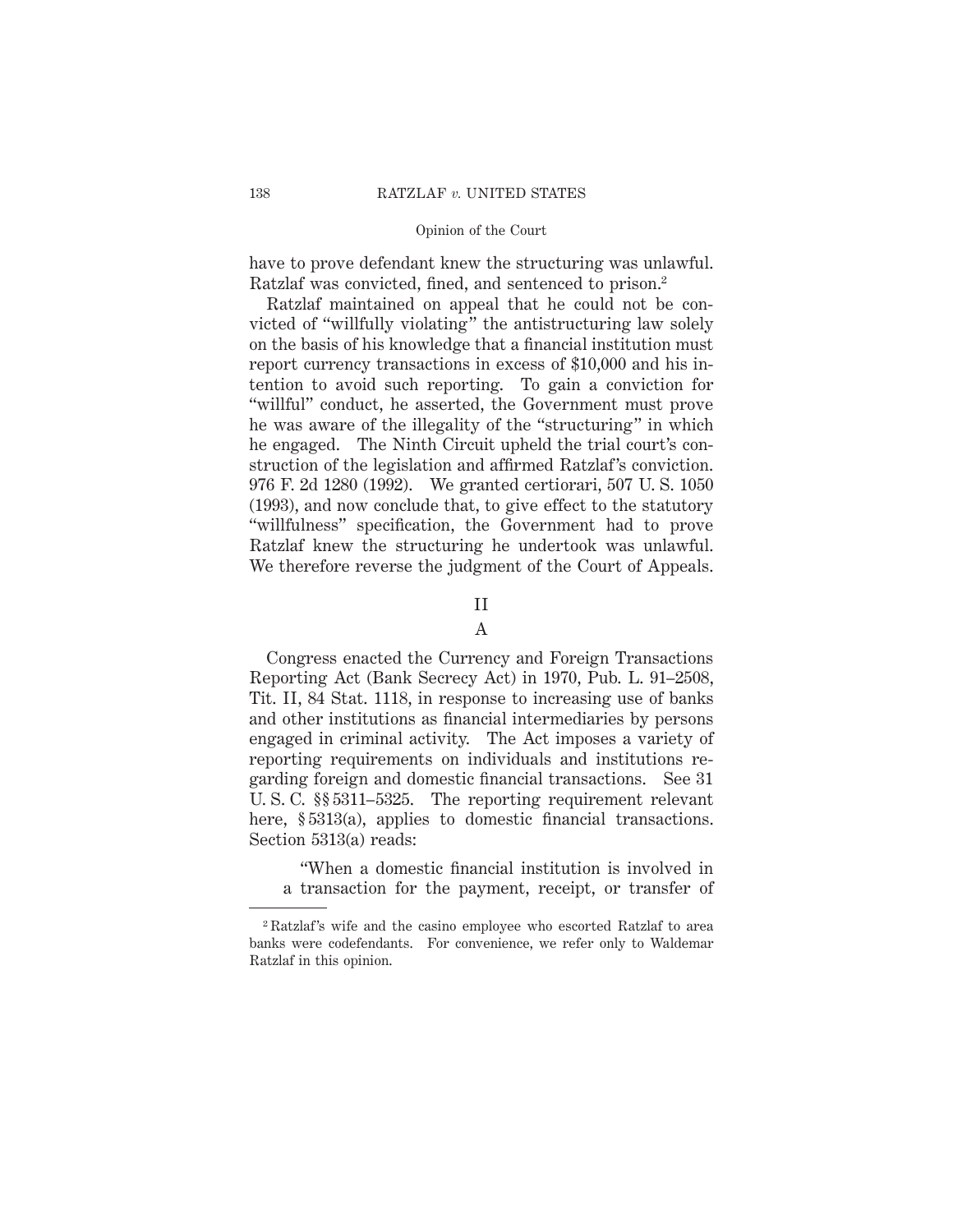have to prove defendant knew the structuring was unlawful. Ratzlaf was convicted, fined, and sentenced to prison.[2]

Ratzlaf maintained on appeal that he could not be convicted of "willfully violating" the antistructuring law solely on the basis of his knowledge that a financial institution must report currency transactions in excess of $10,000 and his intention to avoid such reporting. To gain a conviction for "willful" conduct, he asserted, the Government must prove he was aware of the illegality of the "structuring" in which he engaged. The Ninth Circuit upheld the trial court's construction of the legislation and affirmed Ratzlaf's conviction. 976 F. 2d 1280 (1992). We granted certiorari, 507 U. S. 1050 (1993), and now conclude that, to give effect to the statutory "willfulness" specification, the Government had to prove Ratzlaf knew the structuring he undertook was unlawful. We therefore reverse the judgment of the Court of Appeals.

## II

### A

Congress enacted the Currency and Foreign Transactions Reporting Act (Bank Secrecy Act) in 1970, Pub. L. 91–2508, Tit. II, 84 Stat. 1118, in response to increasing use of banks and other institutions as financial intermediaries by persons engaged in criminal activity. The Act imposes a variety of reporting requirements on individuals and institutions regarding foreign and domestic financial transactions. See 31 U. S. C. §§ 5311–5325. The reporting requirement relevant here, § 5313(a), applies to domestic financial transactions. Section 5313(a) reads:

> "When a domestic financial institution is involved in a transaction for the payment, receipt, or transfer of

---

[2] Ratzlaf's wife and the casino employee who escorted Ratzlaf to area banks were codefendants. For convenience, we refer only to Waldemar Ratzlaf in this opinion.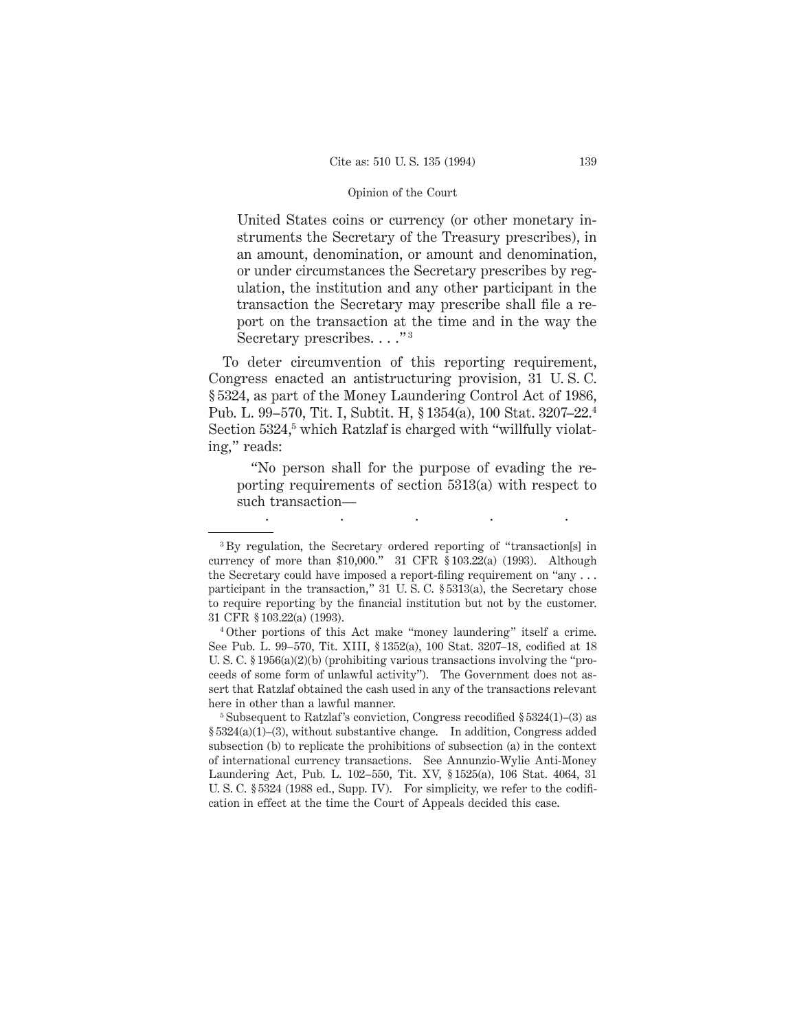United States coins or currency (or other monetary instruments the Secretary of the Treasury prescribes), in an amount, denomination, or amount and denomination, or under circumstances the Secretary prescribes by regulation, the institution and any other participant in the transaction the Secretary may prescribe shall file a report on the transaction at the time and in the way the Secretary prescribes. . . ."[3]

To deter circumvention of this reporting requirement, Congress enacted an antistructuring provision, 31 U. S. C. § 5324, as part of the Money Laundering Control Act of 1986, Pub. L. 99–570, Tit. I, Subtit. H, § 1354(a), 100 Stat. 3207–22.[4] Section 5324,[5] which Ratzlaf is charged with "willfully violating," reads:

> "No person shall for the purpose of evading the reporting requirements of section 5313(a) with respect to such transaction—
>
> . . . . .

---

[3] By regulation, the Secretary ordered reporting of "transaction[s] in currency of more than $10,000." 31 CFR § 103.22(a) (1993). Although the Secretary could have imposed a report-filing requirement on "any . . . participant in the transaction," 31 U. S. C. § 5313(a), the Secretary chose to require reporting by the financial institution but not by the customer. 31 CFR § 103.22(a) (1993).

[4] Other portions of this Act make "money laundering" itself a crime. See Pub. L. 99–570, Tit. XIII, § 1352(a), 100 Stat. 3207–18, codified at 18 U. S. C. § 1956(a)(2)(b) (prohibiting various transactions involving the "proceeds of some form of unlawful activity"). The Government does not assert that Ratzlaf obtained the cash used in any of the transactions relevant here in other than a lawful manner.

[5] Subsequent to Ratzlaf's conviction, Congress recodified § 5324(1)–(3) as § 5324(a)(1)–(3), without substantive change. In addition, Congress added subsection (b) to replicate the prohibitions of subsection (a) in the context of international currency transactions. See Annunzio-Wylie Anti-Money Laundering Act, Pub. L. 102–550, Tit. XV, § 1525(a), 106 Stat. 4064, 31 U. S. C. § 5324 (1988 ed., Supp. IV). For simplicity, we refer to the codification in effect at the time the Court of Appeals decided this case.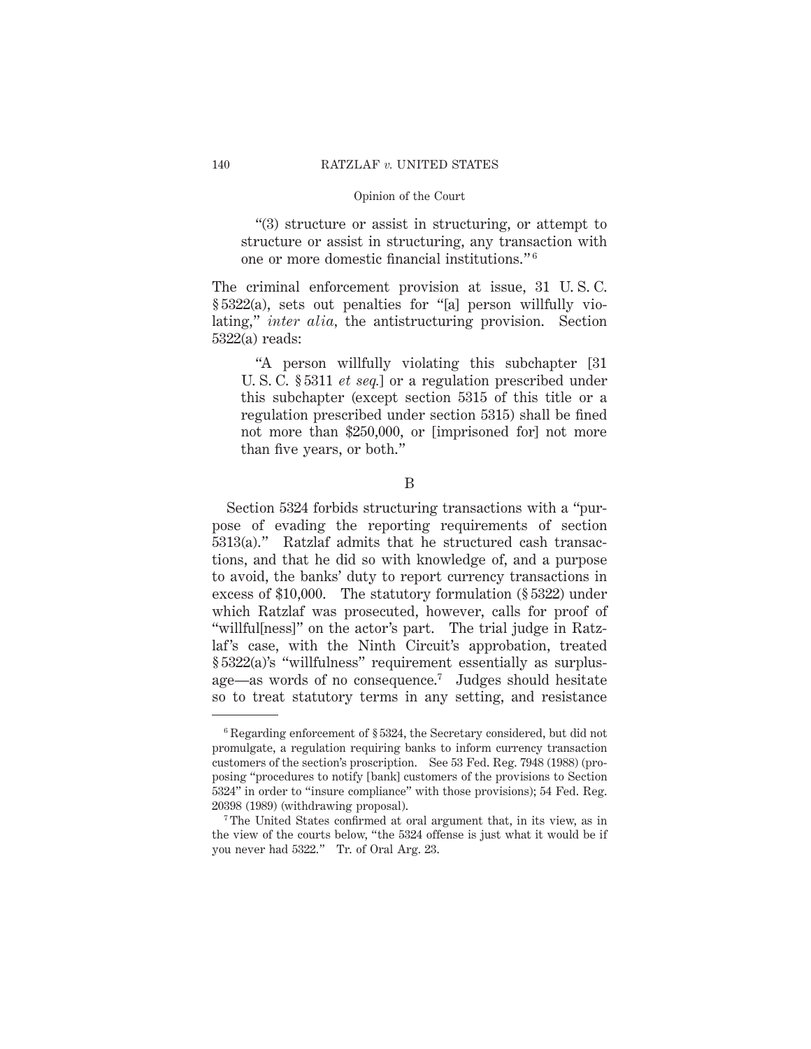> "(3) structure or assist in structuring, or attempt to structure or assist in structuring, any transaction with one or more domestic financial institutions."[6]

The criminal enforcement provision at issue, 31 U. S. C. § 5322(a), sets out penalties for "[a] person willfully violating," *inter alia*, the antistructuring provision. Section 5322(a) reads:

> "A person willfully violating this subchapter [31 U. S. C. § 5311 *et seq.*] or a regulation prescribed under this subchapter (except section 5315 of this title or a regulation prescribed under section 5315) shall be fined not more than $250,000, or [imprisoned for] not more than five years, or both."

B

Section 5324 forbids structuring transactions with a "purpose of evading the reporting requirements of section 5313(a)." Ratzlaf admits that he structured cash transactions, and that he did so with knowledge of, and a purpose to avoid, the banks' duty to report currency transactions in excess of $10,000. The statutory formulation (§ 5322) under which Ratzlaf was prosecuted, however, calls for proof of "willful[ness]" on the actor's part. The trial judge in Ratzlaf's case, with the Ninth Circuit's approbation, treated § 5322(a)'s "willfulness" requirement essentially as surplusage—as words of no consequence.[7] Judges should hesitate so to treat statutory terms in any setting, and resistance

---

[6] Regarding enforcement of § 5324, the Secretary considered, but did not promulgate, a regulation requiring banks to inform currency transaction customers of the section's proscription. See 53 Fed. Reg. 7948 (1988) (proposing "procedures to notify [bank] customers of the provisions to Section 5324" in order to "insure compliance" with those provisions); 54 Fed. Reg. 20398 (1989) (withdrawing proposal).

[7] The United States confirmed at oral argument that, in its view, as in the view of the courts below, "the 5324 offense is just what it would be if you never had 5322." Tr. of Oral Arg. 23.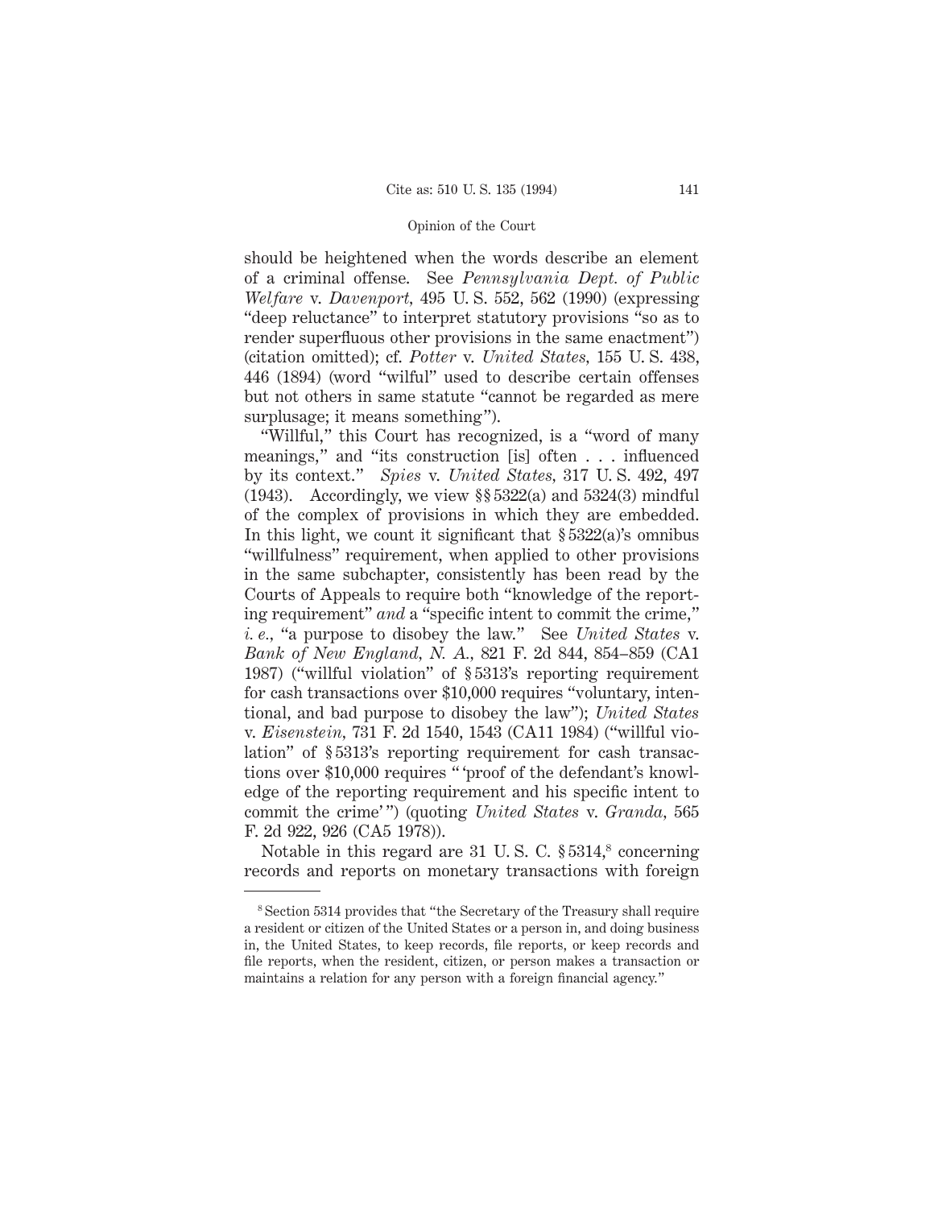should be heightened when the words describe an element of a criminal offense. See *Pennsylvania Dept. of Public Welfare* v. *Davenport,* 495 U. S. 552, 562 (1990) (expressing "deep reluctance" to interpret statutory provisions "so as to render superfluous other provisions in the same enactment") (citation omitted); cf. *Potter* v. *United States,* 155 U. S. 438, 446 (1894) (word "wilful" used to describe certain offenses but not others in same statute "cannot be regarded as mere surplusage; it means something").

"Willful," this Court has recognized, is a "word of many meanings," and "its construction [is] often . . . influenced by its context." *Spies* v. *United States,* 317 U. S. 492, 497 (1943). Accordingly, we view §§ 5322(a) and 5324(3) mindful of the complex of provisions in which they are embedded. In this light, we count it significant that § 5322(a)'s omnibus "willfulness" requirement, when applied to other provisions in the same subchapter, consistently has been read by the Courts of Appeals to require both "knowledge of the reporting requirement" *and* a "specific intent to commit the crime," *i. e.,* "a purpose to disobey the law." See *United States* v. *Bank of New England, N. A.,* 821 F. 2d 844, 854–859 (CA1 1987) ("willful violation" of § 5313's reporting requirement for cash transactions over $10,000 requires "voluntary, intentional, and bad purpose to disobey the law"); *United States* v. *Eisenstein,* 731 F. 2d 1540, 1543 (CA11 1984) ("willful violation" of § 5313's reporting requirement for cash transactions over $10,000 requires " 'proof of the defendant's knowledge of the reporting requirement and his specific intent to commit the crime' ") (quoting *United States* v. *Granda,* 565 F. 2d 922, 926 (CA5 1978)).

Notable in this regard are 31 U. S. C. § 5314,[8] concerning records and reports on monetary transactions with foreign

---

[8] Section 5314 provides that "the Secretary of the Treasury shall require a resident or citizen of the United States or a person in, and doing business in, the United States, to keep records, file reports, or keep records and file reports, when the resident, citizen, or person makes a transaction or maintains a relation for any person with a foreign financial agency."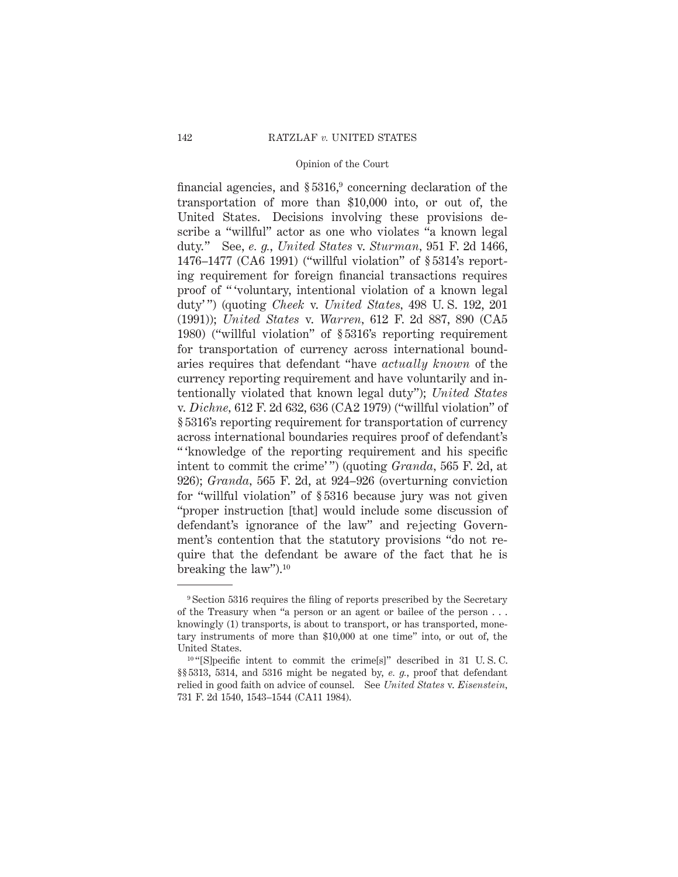financial agencies, and § 5316,[9] concerning declaration of the transportation of more than $10,000 into, or out of, the United States. Decisions involving these provisions describe a "willful" actor as one who violates "a known legal duty." See, *e. g.*, *United States* v. *Sturman*, 951 F. 2d 1466, 1476–1477 (CA6 1991) ("willful violation" of § 5314's reporting requirement for foreign financial transactions requires proof of " 'voluntary, intentional violation of a known legal duty' ") (quoting *Cheek* v. *United States*, 498 U. S. 192, 201 (1991)); *United States* v. *Warren*, 612 F. 2d 887, 890 (CA5 1980) ("willful violation" of § 5316's reporting requirement for transportation of currency across international boundaries requires that defendant "have *actually known* of the currency reporting requirement and have voluntarily and intentionally violated that known legal duty"); *United States* v. *Dichne*, 612 F. 2d 632, 636 (CA2 1979) ("willful violation" of § 5316's reporting requirement for transportation of currency across international boundaries requires proof of defendant's " 'knowledge of the reporting requirement and his specific intent to commit the crime' ") (quoting *Granda*, 565 F. 2d, at 926); *Granda*, 565 F. 2d, at 924–926 (overturning conviction for "willful violation" of § 5316 because jury was not given "proper instruction [that] would include some discussion of defendant's ignorance of the law" and rejecting Government's contention that the statutory provisions "do not require that the defendant be aware of the fact that he is breaking the law").[10]

---

[9] Section 5316 requires the filing of reports prescribed by the Secretary of the Treasury when "a person or an agent or bailee of the person . . . knowingly (1) transports, is about to transport, or has transported, monetary instruments of more than $10,000 at one time" into, or out of, the United States.

[10] "[S]pecific intent to commit the crime[s]" described in 31 U. S. C. §§ 5313, 5314, and 5316 might be negated by, *e. g.*, proof that defendant relied in good faith on advice of counsel. See *United States* v. *Eisenstein*, 731 F. 2d 1540, 1543–1544 (CA11 1984).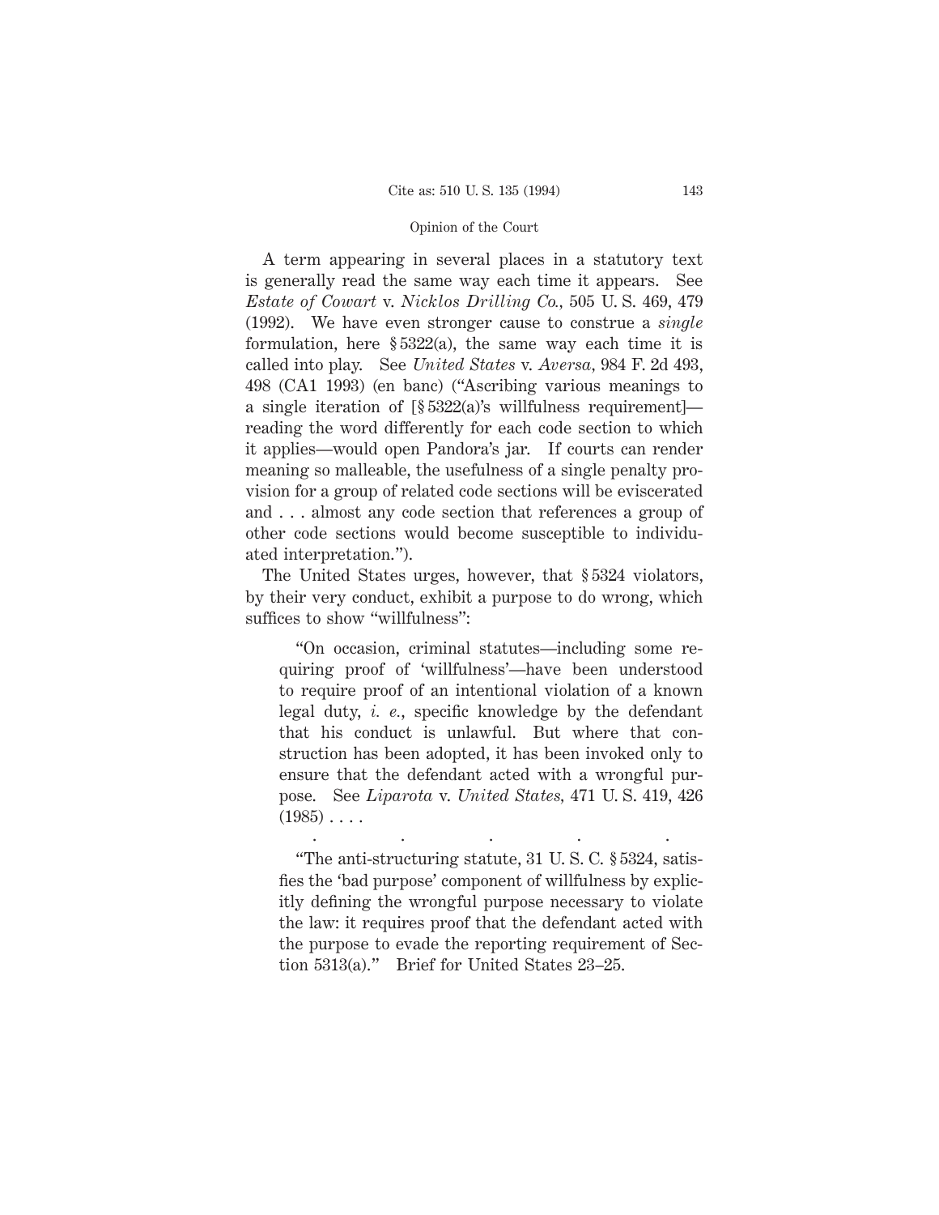A term appearing in several places in a statutory text is generally read the same way each time it appears. See *Estate of Cowart* v. *Nicklos Drilling Co.,* 505 U. S. 469, 479 (1992). We have even stronger cause to construe a *single* formulation, here § 5322(a), the same way each time it is called into play. See *United States* v. *Aversa*, 984 F. 2d 493, 498 (CA1 1993) (en banc) ("Ascribing various meanings to a single iteration of [§ 5322(a)'s willfulness requirement]—reading the word differently for each code section to which it applies—would open Pandora's jar. If courts can render meaning so malleable, the usefulness of a single penalty provision for a group of related code sections will be eviscerated and . . . almost any code section that references a group of other code sections would become susceptible to individuated interpretation.").

The United States urges, however, that § 5324 violators, by their very conduct, exhibit a purpose to do wrong, which suffices to show "willfulness":

> "On occasion, criminal statutes—including some requiring proof of 'willfulness'—have been understood to require proof of an intentional violation of a known legal duty, *i. e.*, specific knowledge by the defendant that his conduct is unlawful. But where that construction has been adopted, it has been invoked only to ensure that the defendant acted with a wrongful purpose. See *Liparota* v. *United States*, 471 U. S. 419, 426 (1985) . . . .
>
> . . . . .
>
> "The anti-structuring statute, 31 U. S. C. § 5324, satisfies the 'bad purpose' component of willfulness by explicitly defining the wrongful purpose necessary to violate the law: it requires proof that the defendant acted with the purpose to evade the reporting requirement of Section 5313(a)." Brief for United States 23–25.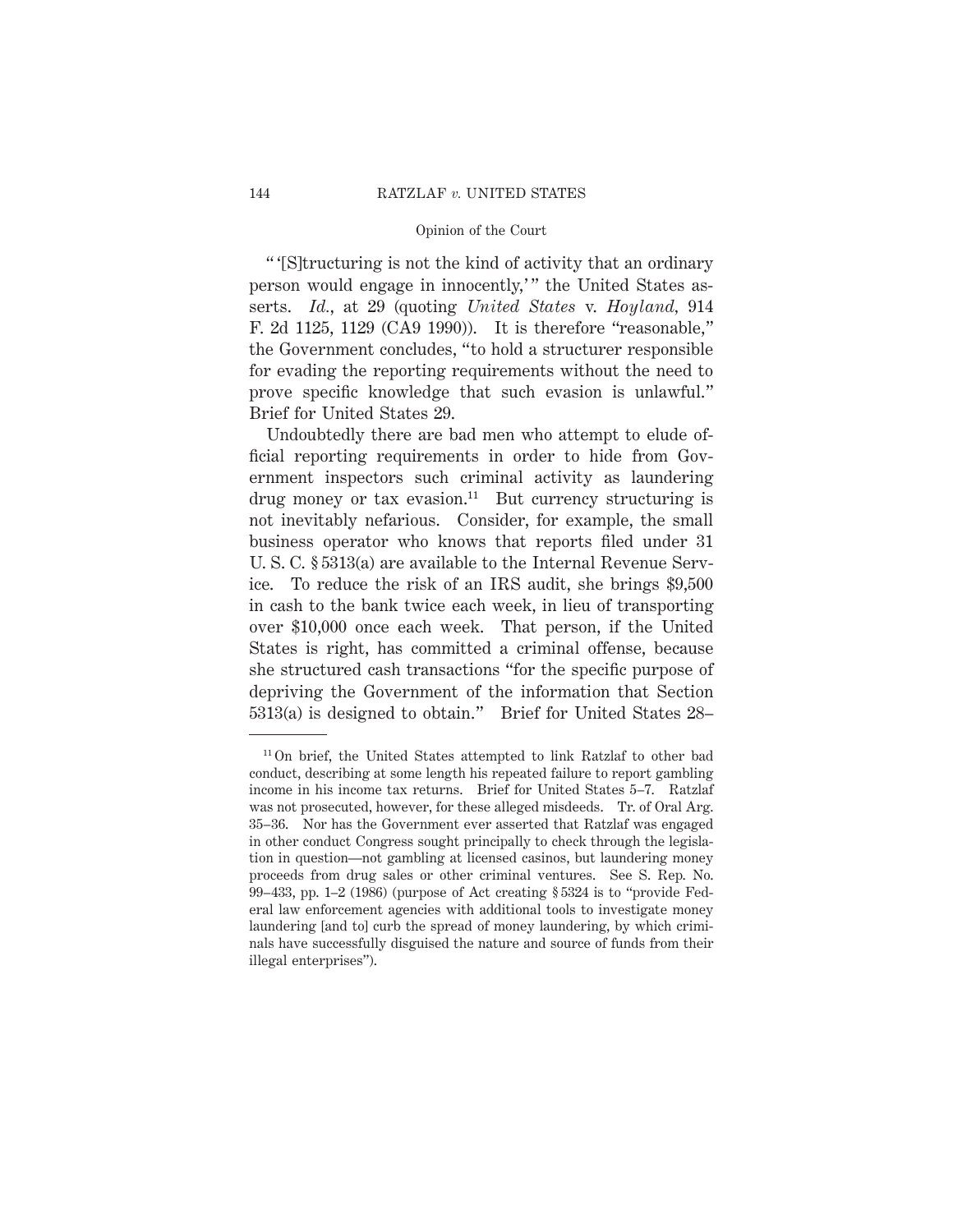" '[S]tructuring is not the kind of activity that an ordinary person would engage in innocently,' " the United States asserts. *Id.*, at 29 (quoting *United States* v. *Hoyland*, 914 F. 2d 1125, 1129 (CA9 1990)). It is therefore "reasonable," the Government concludes, "to hold a structurer responsible for evading the reporting requirements without the need to prove specific knowledge that such evasion is unlawful." Brief for United States 29.

Undoubtedly there are bad men who attempt to elude official reporting requirements in order to hide from Government inspectors such criminal activity as laundering drug money or tax evasion.[11] But currency structuring is not inevitably nefarious. Consider, for example, the small business operator who knows that reports filed under 31 U. S. C. § 5313(a) are available to the Internal Revenue Service. To reduce the risk of an IRS audit, she brings $9,500 in cash to the bank twice each week, in lieu of transporting over $10,000 once each week. That person, if the United States is right, has committed a criminal offense, because she structured cash transactions "for the specific purpose of depriving the Government of the information that Section 5313(a) is designed to obtain." Brief for United States 28–

---

[11] On brief, the United States attempted to link Ratzlaf to other bad conduct, describing at some length his repeated failure to report gambling income in his income tax returns. Brief for United States 5–7. Ratzlaf was not prosecuted, however, for these alleged misdeeds. Tr. of Oral Arg. 35–36. Nor has the Government ever asserted that Ratzlaf was engaged in other conduct Congress sought principally to check through the legislation in question—not gambling at licensed casinos, but laundering money proceeds from drug sales or other criminal ventures. See S. Rep. No. 99–433, pp. 1–2 (1986) (purpose of Act creating § 5324 is to "provide Federal law enforcement agencies with additional tools to investigate money laundering [and to] curb the spread of money laundering, by which criminals have successfully disguised the nature and source of funds from their illegal enterprises").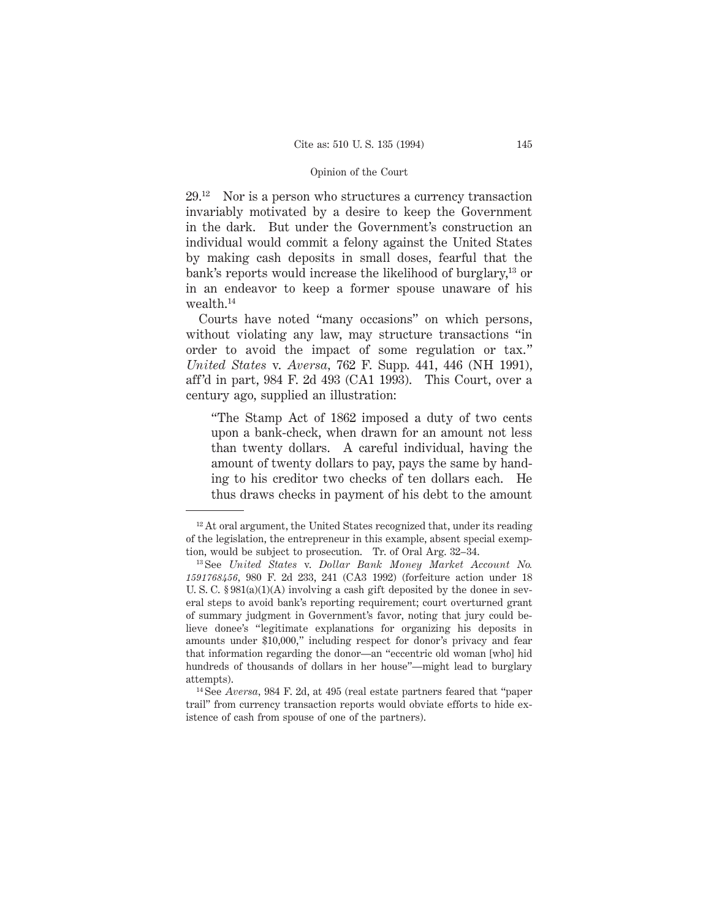29.[12] Nor is a person who structures a currency transaction invariably motivated by a desire to keep the Government in the dark. But under the Government's construction an individual would commit a felony against the United States by making cash deposits in small doses, fearful that the bank's reports would increase the likelihood of burglary,[13] or in an endeavor to keep a former spouse unaware of his wealth.[14]

Courts have noted "many occasions" on which persons, without violating any law, may structure transactions "in order to avoid the impact of some regulation or tax." *United States* v. *Aversa*, 762 F. Supp. 441, 446 (NH 1991), aff'd in part, 984 F. 2d 493 (CA1 1993). This Court, over a century ago, supplied an illustration:

> "The Stamp Act of 1862 imposed a duty of two cents upon a bank-check, when drawn for an amount not less than twenty dollars. A careful individual, having the amount of twenty dollars to pay, pays the same by handing to his creditor two checks of ten dollars each. He thus draws checks in payment of his debt to the amount

---

[12] At oral argument, the United States recognized that, under its reading of the legislation, the entrepreneur in this example, absent special exemption, would be subject to prosecution. Tr. of Oral Arg. 32–34.

[13] See *United States* v. *Dollar Bank Money Market Account No. 1591768456*, 980 F. 2d 233, 241 (CA3 1992) (forfeiture action under 18 U. S. C. § 981(a)(1)(A) involving a cash gift deposited by the donee in several steps to avoid bank's reporting requirement; court overturned grant of summary judgment in Government's favor, noting that jury could believe donee's "legitimate explanations for organizing his deposits in amounts under $10,000," including respect for donor's privacy and fear that information regarding the donor—an "eccentric old woman [who] hid hundreds of thousands of dollars in her house"—might lead to burglary attempts).

[14] See *Aversa*, 984 F. 2d, at 495 (real estate partners feared that "paper trail" from currency transaction reports would obviate efforts to hide existence of cash from spouse of one of the partners).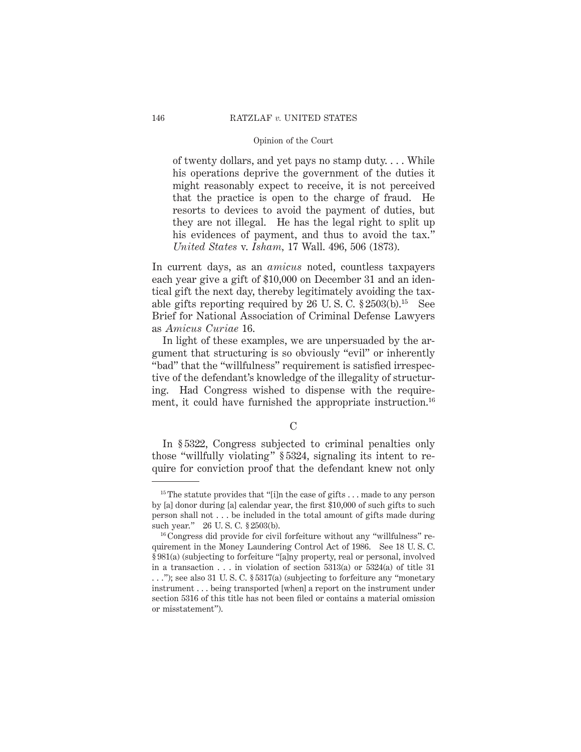> of twenty dollars, and yet pays no stamp duty. . . . While his operations deprive the government of the duties it might reasonably expect to receive, it is not perceived that the practice is open to the charge of fraud. He resorts to devices to avoid the payment of duties, but they are not illegal. He has the legal right to split up his evidences of payment, and thus to avoid the tax." *United States* v. *Isham*, 17 Wall. 496, 506 (1873).

In current days, as an *amicus* noted, countless taxpayers each year give a gift of $10,000 on December 31 and an identical gift the next day, thereby legitimately avoiding the taxable gifts reporting required by 26 U. S. C. § 2503(b).[15] See Brief for National Association of Criminal Defense Lawyers as *Amicus Curiae* 16.

In light of these examples, we are unpersuaded by the argument that structuring is so obviously "evil" or inherently "bad" that the "willfulness" requirement is satisfied irrespective of the defendant's knowledge of the illegality of structuring. Had Congress wished to dispense with the requirement, it could have furnished the appropriate instruction.[16]

### C

In § 5322, Congress subjected to criminal penalties only those "willfully violating" § 5324, signaling its intent to require for conviction proof that the defendant knew not only

---

[15] The statute provides that "[i]n the case of gifts . . . made to any person by [a] donor during [a] calendar year, the first $10,000 of such gifts to such person shall not . . . be included in the total amount of gifts made during such year." 26 U. S. C. § 2503(b).

[16] Congress did provide for civil forfeiture without any "willfulness" requirement in the Money Laundering Control Act of 1986. See 18 U. S. C. § 981(a) (subjecting to forfeiture "[a]ny property, real or personal, involved in a transaction . . . in violation of section 5313(a) or 5324(a) of title 31 . . ."); see also 31 U. S. C. § 5317(a) (subjecting to forfeiture any "monetary instrument . . . being transported [when] a report on the instrument under section 5316 of this title has not been filed or contains a material omission or misstatement").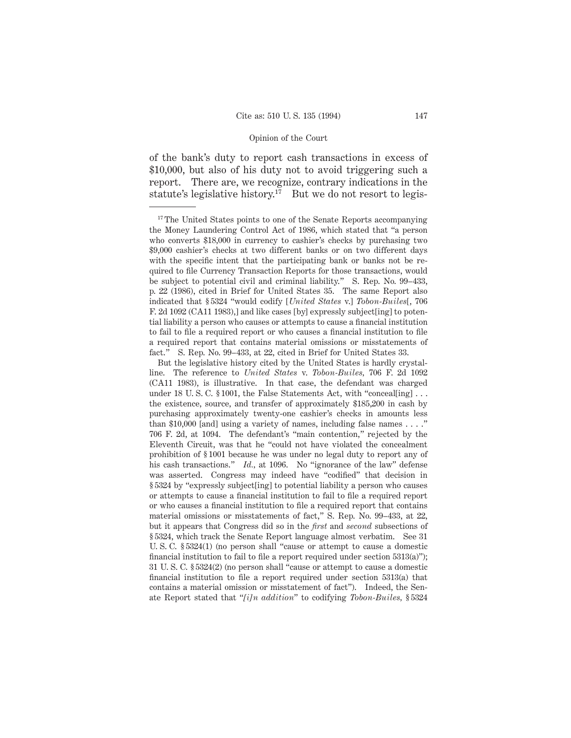of the bank's duty to report cash transactions in excess of $10,000, but also of his duty not to avoid triggering such a report. There are, we recognize, contrary indications in the statute's legislative history.[17] But we do not resort to legis-

---

[17] The United States points to one of the Senate Reports accompanying the Money Laundering Control Act of 1986, which stated that "a person who converts $18,000 in currency to cashier's checks by purchasing two $9,000 cashier's checks at two different banks or on two different days with the specific intent that the participating bank or banks not be required to file Currency Transaction Reports for those transactions, would be subject to potential civil and criminal liability." S. Rep. No. 99–433, p. 22 (1986), cited in Brief for United States 35. The same Report also indicated that § 5324 "would codify [*United States* v.] *Tobon-Builes*[, 706 F. 2d 1092 (CA11 1983),] and like cases [by] expressly subject[ing] to potential liability a person who causes or attempts to cause a financial institution to fail to file a required report or who causes a financial institution to file a required report that contains material omissions or misstatements of fact." S. Rep. No. 99–433, at 22, cited in Brief for United States 33.

But the legislative history cited by the United States is hardly crystalline. The reference to *United States* v. *Tobon-Builes*, 706 F. 2d 1092 (CA11 1983), is illustrative. In that case, the defendant was charged under 18 U. S. C. § 1001, the False Statements Act, with "conceal[ing] . . . the existence, source, and transfer of approximately $185,200 in cash by purchasing approximately twenty-one cashier's checks in amounts less than $10,000 [and] using a variety of names, including false names . . . ." 706 F. 2d, at 1094. The defendant's "main contention," rejected by the Eleventh Circuit, was that he "could not have violated the concealment prohibition of § 1001 because he was under no legal duty to report any of his cash transactions." *Id.*, at 1096. No "ignorance of the law" defense was asserted. Congress may indeed have "codified" that decision in § 5324 by "expressly subject[ing] to potential liability a person who causes or attempts to cause a financial institution to fail to file a required report or who causes a financial institution to file a required report that contains material omissions or misstatements of fact," S. Rep. No. 99–433, at 22, but it appears that Congress did so in the *first* and *second* subsections of § 5324, which track the Senate Report language almost verbatim. See 31 U. S. C. § 5324(1) (no person shall "cause or attempt to cause a domestic financial institution to fail to file a report required under section 5313(a)"); 31 U. S. C. § 5324(2) (no person shall "cause or attempt to cause a domestic financial institution to file a report required under section 5313(a) that contains a material omission or misstatement of fact"). Indeed, the Senate Report stated that "*[i]n addition*" to codifying *Tobon-Builes*, § 5324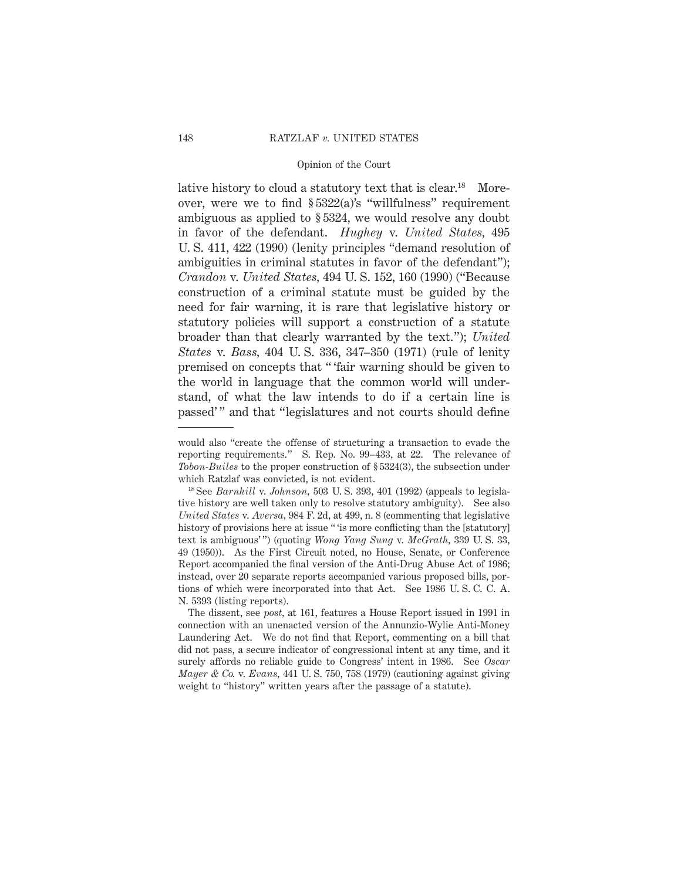lative history to cloud a statutory text that is clear.[18] Moreover, were we to find § 5322(a)'s "willfulness" requirement ambiguous as applied to § 5324, we would resolve any doubt in favor of the defendant. *Hughey* v. *United States*, 495 U. S. 411, 422 (1990) (lenity principles "demand resolution of ambiguities in criminal statutes in favor of the defendant"); *Crandon* v. *United States*, 494 U. S. 152, 160 (1990) ("Because construction of a criminal statute must be guided by the need for fair warning, it is rare that legislative history or statutory policies will support a construction of a statute broader than that clearly warranted by the text."); *United States* v. *Bass*, 404 U. S. 336, 347–350 (1971) (rule of lenity premised on concepts that " 'fair warning should be given to the world in language that the common world will understand, of what the law intends to do if a certain line is passed' " and that "legislatures and not courts should define

---

would also "create the offense of structuring a transaction to evade the reporting requirements." S. Rep. No. 99–433, at 22. The relevance of *Tobon-Builes* to the proper construction of § 5324(3), the subsection under which Ratzlaf was convicted, is not evident.

[18] See *Barnhill* v. *Johnson*, 503 U. S. 393, 401 (1992) (appeals to legislative history are well taken only to resolve statutory ambiguity). See also *United States* v. *Aversa*, 984 F. 2d, at 499, n. 8 (commenting that legislative history of provisions here at issue " 'is more conflicting than the [statutory] text is ambiguous' ") (quoting *Wong Yang Sung* v. *McGrath*, 339 U. S. 33, 49 (1950)). As the First Circuit noted, no House, Senate, or Conference Report accompanied the final version of the Anti-Drug Abuse Act of 1986; instead, over 20 separate reports accompanied various proposed bills, portions of which were incorporated into that Act. See 1986 U. S. C. C. A. N. 5393 (listing reports).

The dissent, see *post*, at 161, features a House Report issued in 1991 in connection with an unenacted version of the Annunzio-Wylie Anti-Money Laundering Act. We do not find that Report, commenting on a bill that did not pass, a secure indicator of congressional intent at any time, and it surely affords no reliable guide to Congress' intent in 1986. See *Oscar Mayer & Co.* v. *Evans*, 441 U. S. 750, 758 (1979) (cautioning against giving weight to "history" written years after the passage of a statute).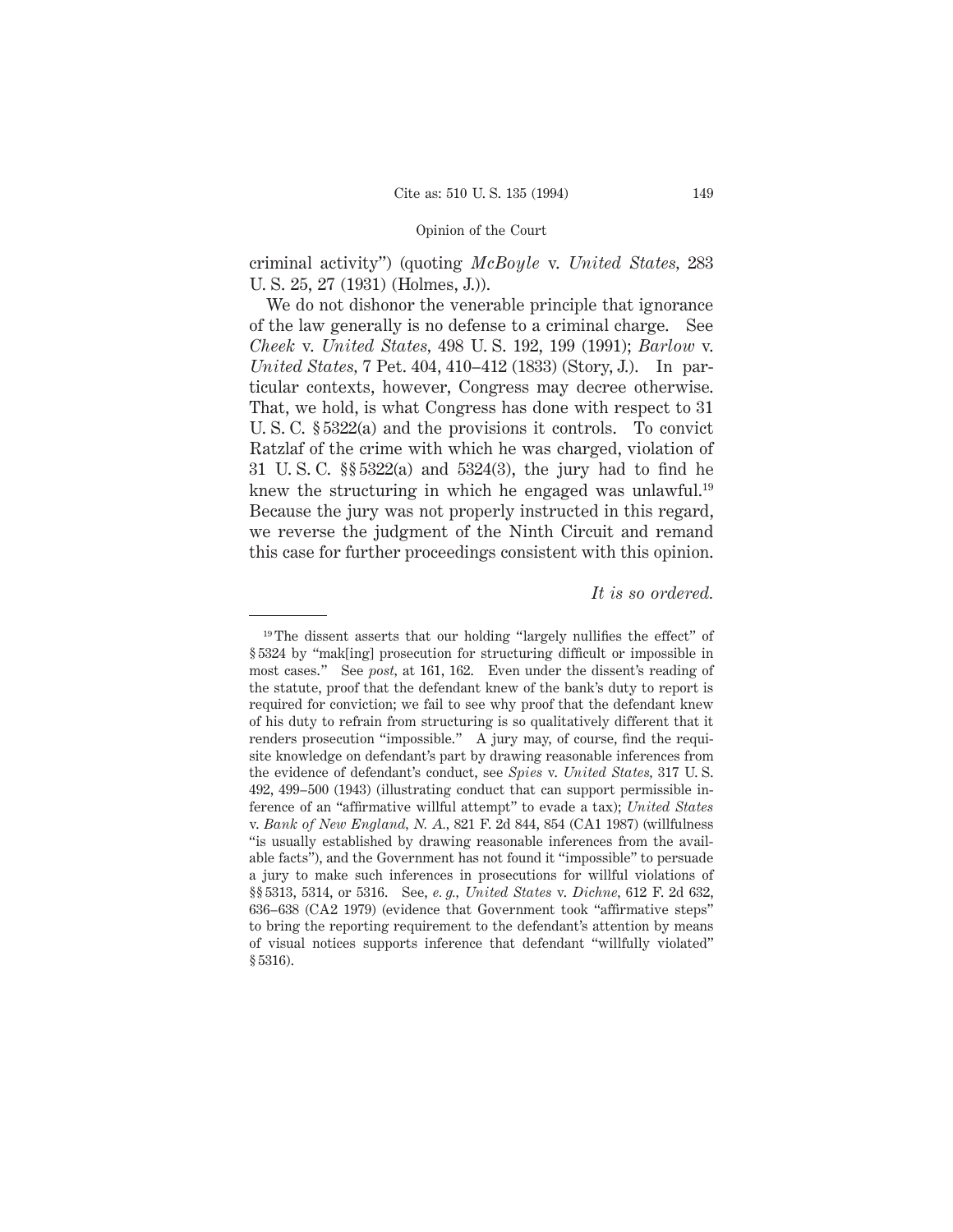criminal activity") (quoting *McBoyle* v. *United States*, 283 U. S. 25, 27 (1931) (Holmes, J.)).

We do not dishonor the venerable principle that ignorance of the law generally is no defense to a criminal charge. See *Cheek* v. *United States*, 498 U. S. 192, 199 (1991); *Barlow* v. *United States*, 7 Pet. 404, 410–412 (1833) (Story, J.). In particular contexts, however, Congress may decree otherwise. That, we hold, is what Congress has done with respect to 31 U. S. C. § 5322(a) and the provisions it controls. To convict Ratzlaf of the crime with which he was charged, violation of 31 U. S. C. §§ 5322(a) and 5324(3), the jury had to find he knew the structuring in which he engaged was unlawful.[19] Because the jury was not properly instructed in this regard, we reverse the judgment of the Ninth Circuit and remand this case for further proceedings consistent with this opinion.

*It is so ordered.*

---

[19] The dissent asserts that our holding "largely nullifies the effect" of § 5324 by "mak[ing] prosecution for structuring difficult or impossible in most cases." See *post*, at 161, 162. Even under the dissent's reading of the statute, proof that the defendant knew of the bank's duty to report is required for conviction; we fail to see why proof that the defendant knew of his duty to refrain from structuring is so qualitatively different that it renders prosecution "impossible." A jury may, of course, find the requisite knowledge on defendant's part by drawing reasonable inferences from the evidence of defendant's conduct, see *Spies* v. *United States*, 317 U. S. 492, 499–500 (1943) (illustrating conduct that can support permissible inference of an "affirmative willful attempt" to evade a tax); *United States* v. *Bank of New England, N. A.*, 821 F. 2d 844, 854 (CA1 1987) (willfulness "is usually established by drawing reasonable inferences from the available facts"), and the Government has not found it "impossible" to persuade a jury to make such inferences in prosecutions for willful violations of §§ 5313, 5314, or 5316. See, *e. g.*, *United States* v. *Dichne*, 612 F. 2d 632, 636–638 (CA2 1979) (evidence that Government took "affirmative steps" to bring the reporting requirement to the defendant's attention by means of visual notices supports inference that defendant "willfully violated" § 5316).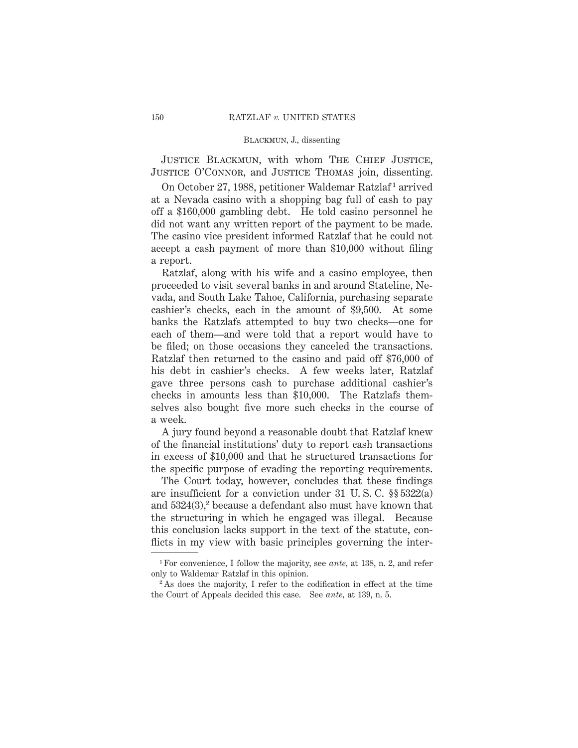Justice Blackmun, with whom The Chief Justice, Justice O'Connor, and Justice Thomas join, dissenting.

On October 27, 1988, petitioner Waldemar Ratzlaf[1] arrived at a Nevada casino with a shopping bag full of cash to pay off a $160,000 gambling debt. He told casino personnel he did not want any written report of the payment to be made. The casino vice president informed Ratzlaf that he could not accept a cash payment of more than $10,000 without filing a report.

Ratzlaf, along with his wife and a casino employee, then proceeded to visit several banks in and around Stateline, Nevada, and South Lake Tahoe, California, purchasing separate cashier's checks, each in the amount of $9,500. At some banks the Ratzlafs attempted to buy two checks—one for each of them—and were told that a report would have to be filed; on those occasions they canceled the transactions. Ratzlaf then returned to the casino and paid off $76,000 of his debt in cashier's checks. A few weeks later, Ratzlaf gave three persons cash to purchase additional cashier's checks in amounts less than $10,000. The Ratzlafs themselves also bought five more such checks in the course of a week.

A jury found beyond a reasonable doubt that Ratzlaf knew of the financial institutions' duty to report cash transactions in excess of $10,000 and that he structured transactions for the specific purpose of evading the reporting requirements.

The Court today, however, concludes that these findings are insufficient for a conviction under 31 U. S. C. §§ 5322(a) and 5324(3),[2] because a defendant also must have known that the structuring in which he engaged was illegal. Because this conclusion lacks support in the text of the statute, conflicts in my view with basic principles governing the inter-

[1] For convenience, I follow the majority, see *ante*, at 138, n. 2, and refer only to Waldemar Ratzlaf in this opinion.

[2] As does the majority, I refer to the codification in effect at the time the Court of Appeals decided this case. See *ante*, at 139, n. 5.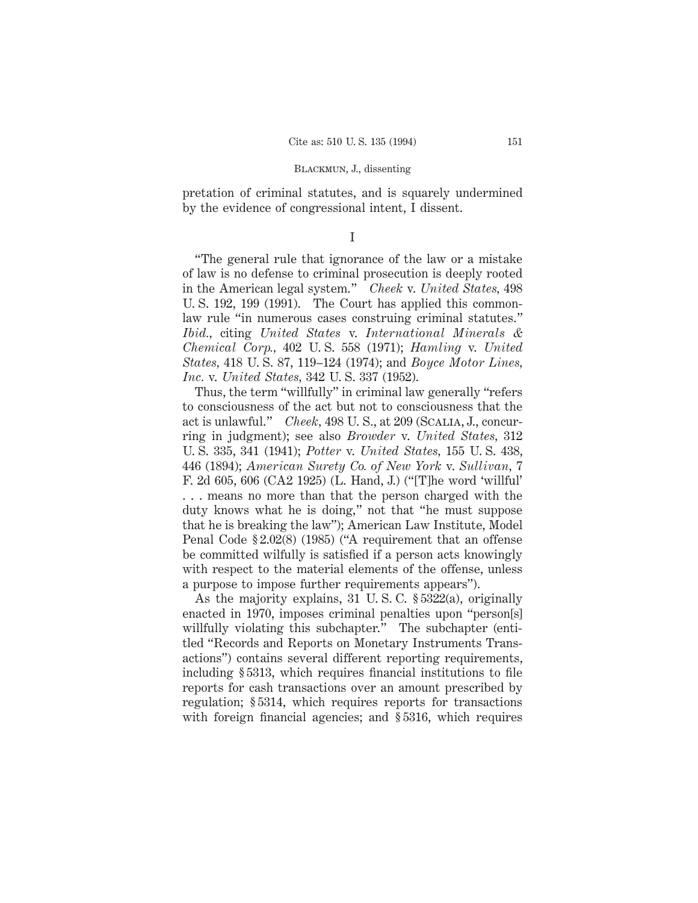pretation of criminal statutes, and is squarely undermined by the evidence of congressional intent, I dissent.

I

"The general rule that ignorance of the law or a mistake of law is no defense to criminal prosecution is deeply rooted in the American legal system." *Cheek* v. *United States,* 498 U. S. 192, 199 (1991). The Court has applied this common-law rule "in numerous cases construing criminal statutes." *Ibid.,* citing *United States* v. *International Minerals & Chemical Corp.,* 402 U. S. 558 (1971); *Hamling* v. *United States,* 418 U. S. 87, 119–124 (1974); and *Boyce Motor Lines, Inc.* v. *United States,* 342 U. S. 337 (1952).

Thus, the term "willfully" in criminal law generally "refers to consciousness of the act but not to consciousness that the act is unlawful." *Cheek,* 498 U. S., at 209 (Scalia, J., concurring in judgment); see also *Browder* v. *United States,* 312 U. S. 335, 341 (1941); *Potter* v. *United States,* 155 U. S. 438, 446 (1894); *American Surety Co. of New York* v. *Sullivan,* 7 F. 2d 605, 606 (CA2 1925) (L. Hand, J.) ("[T]he word 'willful' . . . means no more than that the person charged with the duty knows what he is doing," not that "he must suppose that he is breaking the law"); American Law Institute, Model Penal Code § 2.02(8) (1985) ("A requirement that an offense be committed wilfully is satisfied if a person acts knowingly with respect to the material elements of the offense, unless a purpose to impose further requirements appears").

As the majority explains, 31 U. S. C. § 5322(a), originally enacted in 1970, imposes criminal penalties upon "person[s] willfully violating this subchapter." The subchapter (entitled "Records and Reports on Monetary Instruments Transactions") contains several different reporting requirements, including § 5313, which requires financial institutions to file reports for cash transactions over an amount prescribed by regulation; § 5314, which requires reports for transactions with foreign financial agencies; and § 5316, which requires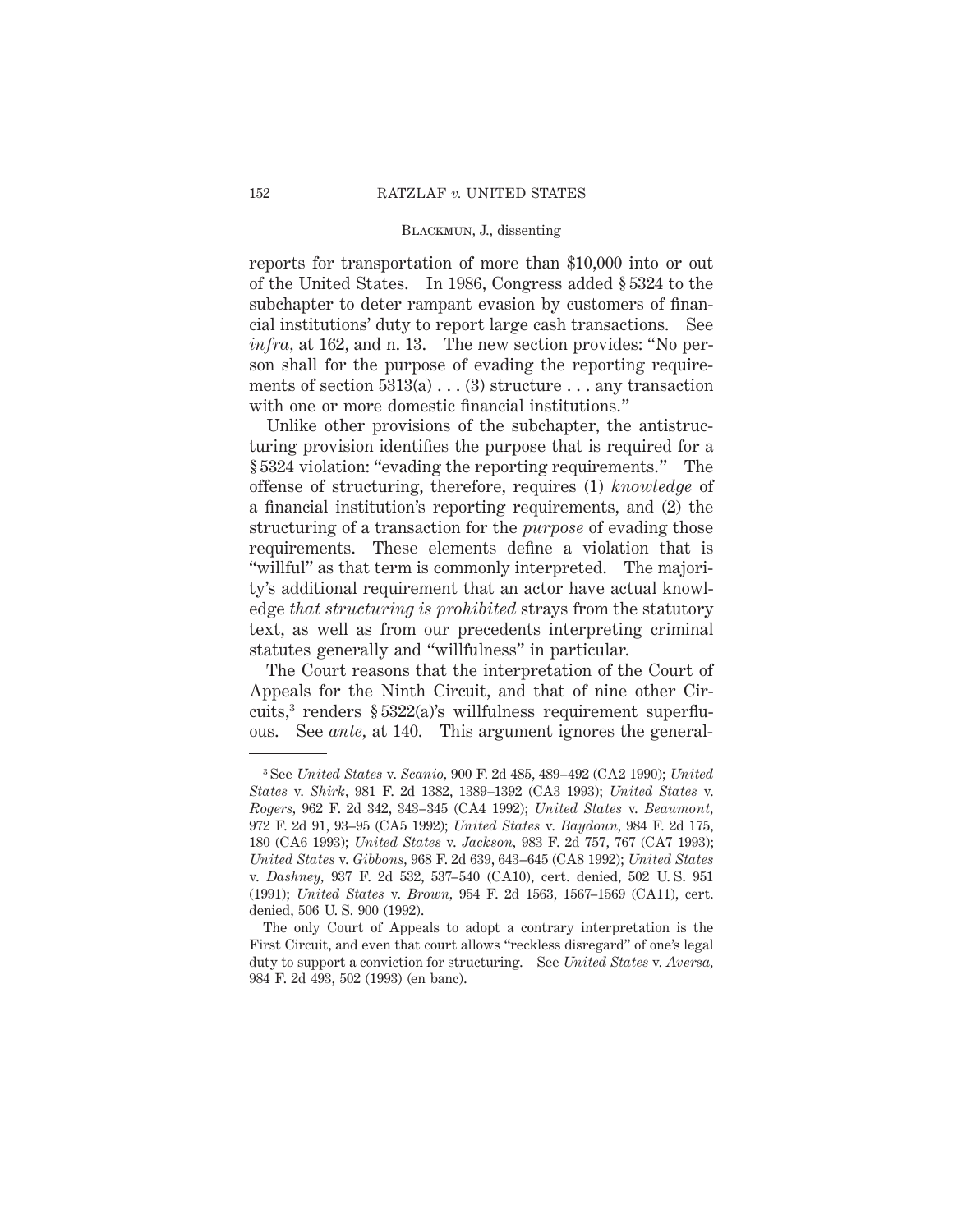reports for transportation of more than $10,000 into or out of the United States. In 1986, Congress added § 5324 to the subchapter to deter rampant evasion by customers of financial institutions' duty to report large cash transactions. See *infra*, at 162, and n. 13. The new section provides: "No person shall for the purpose of evading the reporting requirements of section 5313(a) . . . (3) structure . . . any transaction with one or more domestic financial institutions."

Unlike other provisions of the subchapter, the antistructuring provision identifies the purpose that is required for a § 5324 violation: "evading the reporting requirements." The offense of structuring, therefore, requires (1) *knowledge* of a financial institution's reporting requirements, and (2) the structuring of a transaction for the *purpose* of evading those requirements. These elements define a violation that is "willful" as that term is commonly interpreted. The majority's additional requirement that an actor have actual knowledge *that structuring is prohibited* strays from the statutory text, as well as from our precedents interpreting criminal statutes generally and "willfulness" in particular.

The Court reasons that the interpretation of the Court of Appeals for the Ninth Circuit, and that of nine other Circuits,[3] renders § 5322(a)'s willfulness requirement superfluous. See *ante*, at 140. This argument ignores the general-

---

[3] See *United States* v. *Scanio*, 900 F. 2d 485, 489–492 (CA2 1990); *United States* v. *Shirk*, 981 F. 2d 1382, 1389–1392 (CA3 1993); *United States* v. *Rogers*, 962 F. 2d 342, 343–345 (CA4 1992); *United States* v. *Beaumont*, 972 F. 2d 91, 93–95 (CA5 1992); *United States* v. *Baydoun*, 984 F. 2d 175, 180 (CA6 1993); *United States* v. *Jackson*, 983 F. 2d 757, 767 (CA7 1993); *United States* v. *Gibbons*, 968 F. 2d 639, 643–645 (CA8 1992); *United States* v. *Dashney*, 937 F. 2d 532, 537–540 (CA10), cert. denied, 502 U. S. 951 (1991); *United States* v. *Brown*, 954 F. 2d 1563, 1567–1569 (CA11), cert. denied, 506 U. S. 900 (1992).

The only Court of Appeals to adopt a contrary interpretation is the First Circuit, and even that court allows "reckless disregard" of one's legal duty to support a conviction for structuring. See *United States* v. *Aversa*, 984 F. 2d 493, 502 (1993) (en banc).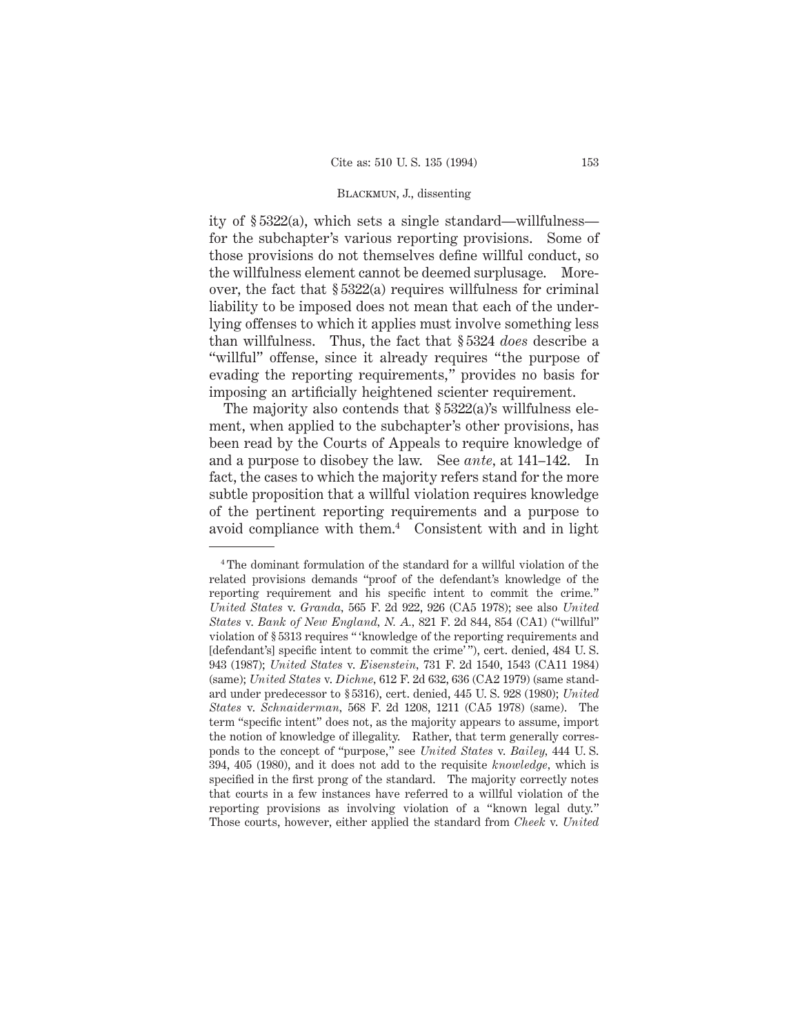ity of § 5322(a), which sets a single standard—willfulness—for the subchapter's various reporting provisions. Some of those provisions do not themselves define willful conduct, so the willfulness element cannot be deemed surplusage. Moreover, the fact that § 5322(a) requires willfulness for criminal liability to be imposed does not mean that each of the underlying offenses to which it applies must involve something less than willfulness. Thus, the fact that § 5324 *does* describe a "willful" offense, since it already requires "the purpose of evading the reporting requirements," provides no basis for imposing an artificially heightened scienter requirement.

The majority also contends that § 5322(a)'s willfulness element, when applied to the subchapter's other provisions, has been read by the Courts of Appeals to require knowledge of and a purpose to disobey the law. See *ante*, at 141–142. In fact, the cases to which the majority refers stand for the more subtle proposition that a willful violation requires knowledge of the pertinent reporting requirements and a purpose to avoid compliance with them.[4] Consistent with and in light

---

[4] The dominant formulation of the standard for a willful violation of the related provisions demands "proof of the defendant's knowledge of the reporting requirement and his specific intent to commit the crime." *United States* v. *Granda*, 565 F. 2d 922, 926 (CA5 1978); see also *United States* v. *Bank of New England, N. A.*, 821 F. 2d 844, 854 (CA1) ("willful" violation of § 5313 requires " 'knowledge of the reporting requirements and [defendant's] specific intent to commit the crime' "), cert. denied, 484 U. S. 943 (1987); *United States* v. *Eisenstein*, 731 F. 2d 1540, 1543 (CA11 1984) (same); *United States* v. *Dichne*, 612 F. 2d 632, 636 (CA2 1979) (same standard under predecessor to § 5316), cert. denied, 445 U. S. 928 (1980); *United States* v. *Schnaiderman*, 568 F. 2d 1208, 1211 (CA5 1978) (same). The term "specific intent" does not, as the majority appears to assume, import the notion of knowledge of illegality. Rather, that term generally corresponds to the concept of "purpose," see *United States* v. *Bailey*, 444 U. S. 394, 405 (1980), and it does not add to the requisite *knowledge*, which is specified in the first prong of the standard. The majority correctly notes that courts in a few instances have referred to a willful violation of the reporting provisions as involving violation of a "known legal duty." Those courts, however, either applied the standard from *Cheek* v. *United*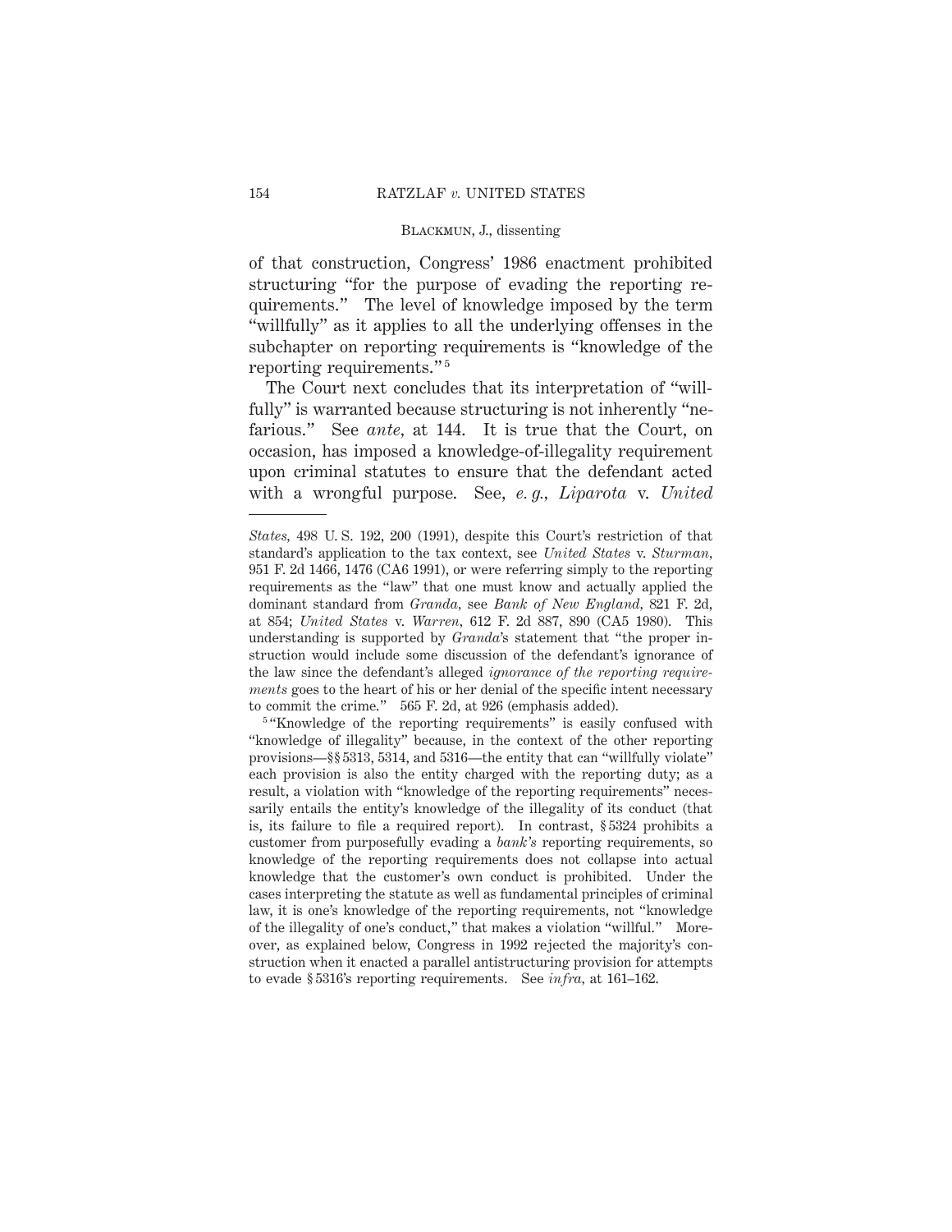of that construction, Congress' 1986 enactment prohibited structuring "for the purpose of evading the reporting requirements." The level of knowledge imposed by the term "willfully" as it applies to all the underlying offenses in the subchapter on reporting requirements is "knowledge of the reporting requirements."[5]

The Court next concludes that its interpretation of "willfully" is warranted because structuring is not inherently "nefarious." See *ante*, at 144. It is true that the Court, on occasion, has imposed a knowledge-of-illegality requirement upon criminal statutes to ensure that the defendant acted with a wrongful purpose. See, *e. g.*, *Liparota* v. *United*

---

*States*, 498 U. S. 192, 200 (1991), despite this Court's restriction of that standard's application to the tax context, see *United States* v. *Sturman*, 951 F. 2d 1466, 1476 (CA6 1991), or were referring simply to the reporting requirements as the "law" that one must know and actually applied the dominant standard from *Granda*, see *Bank of New England*, 821 F. 2d, at 854; *United States* v. *Warren*, 612 F. 2d 887, 890 (CA5 1980). This understanding is supported by *Granda*'s statement that "the proper instruction would include some discussion of the defendant's ignorance of the law since the defendant's alleged *ignorance of the reporting requirements* goes to the heart of his or her denial of the specific intent necessary to commit the crime." 565 F. 2d, at 926 (emphasis added).

[5] "Knowledge of the reporting requirements" is easily confused with "knowledge of illegality" because, in the context of the other reporting provisions—§§ 5313, 5314, and 5316—the entity that can "willfully violate" each provision is also the entity charged with the reporting duty; as a result, a violation with "knowledge of the reporting requirements" necessarily entails the entity's knowledge of the illegality of its conduct (that is, its failure to file a required report). In contrast, § 5324 prohibits a customer from purposefully evading a *bank's* reporting requirements, so knowledge of the reporting requirements does not collapse into actual knowledge that the customer's own conduct is prohibited. Under the cases interpreting the statute as well as fundamental principles of criminal law, it is one's knowledge of the reporting requirements, not "knowledge of the illegality of one's conduct," that makes a violation "willful." Moreover, as explained below, Congress in 1992 rejected the majority's construction when it enacted a parallel antistructuring provision for attempts to evade § 5316's reporting requirements. See *infra*, at 161–162.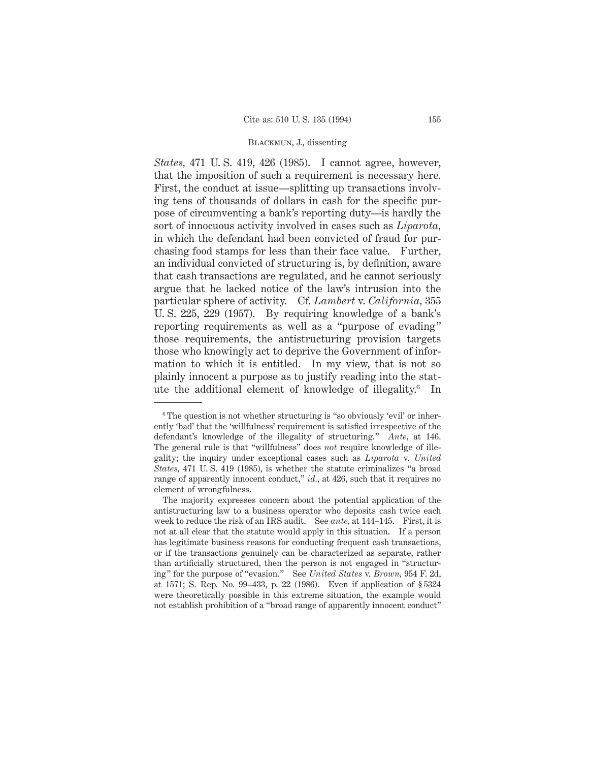*States*, 471 U. S. 419, 426 (1985). I cannot agree, however, that the imposition of such a requirement is necessary here. First, the conduct at issue—splitting up transactions involving tens of thousands of dollars in cash for the specific purpose of circumventing a bank's reporting duty—is hardly the sort of innocuous activity involved in cases such as *Liparota*, in which the defendant had been convicted of fraud for purchasing food stamps for less than their face value. Further, an individual convicted of structuring is, by definition, aware that cash transactions are regulated, and he cannot seriously argue that he lacked notice of the law's intrusion into the particular sphere of activity. Cf. *Lambert* v. *California*, 355 U. S. 225, 229 (1957). By requiring knowledge of a bank's reporting requirements as well as a "purpose of evading" those requirements, the antistructuring provision targets those who knowingly act to deprive the Government of information to which it is entitled. In my view, that is not so plainly innocent a purpose as to justify reading into the statute the additional element of knowledge of illegality.[6] In

---

[6] The question is not whether structuring is "so obviously 'evil' or inherently 'bad' that the 'willfulness' requirement is satisfied irrespective of the defendant's knowledge of the illegality of structuring." *Ante*, at 146. The general rule is that "willfulness" does *not* require knowledge of illegality; the inquiry under exceptional cases such as *Liparota* v. *United States*, 471 U. S. 419 (1985), is whether the statute criminalizes "a broad range of apparently innocent conduct," *id.*, at 426, such that it requires no element of wrongfulness.

The majority expresses concern about the potential application of the antistructuring law to a business operator who deposits cash twice each week to reduce the risk of an IRS audit. See *ante*, at 144–145. First, it is not at all clear that the statute would apply in this situation. If a person has legitimate business reasons for conducting frequent cash transactions, or if the transactions genuinely can be characterized as separate, rather than artificially structured, then the person is not engaged in "structuring" for the purpose of "evasion." See *United States* v. *Brown*, 954 F. 2d, at 1571; S. Rep. No. 99–433, p. 22 (1986). Even if application of § 5324 were theoretically possible in this extreme situation, the example would not establish prohibition of a "broad range of apparently innocent conduct"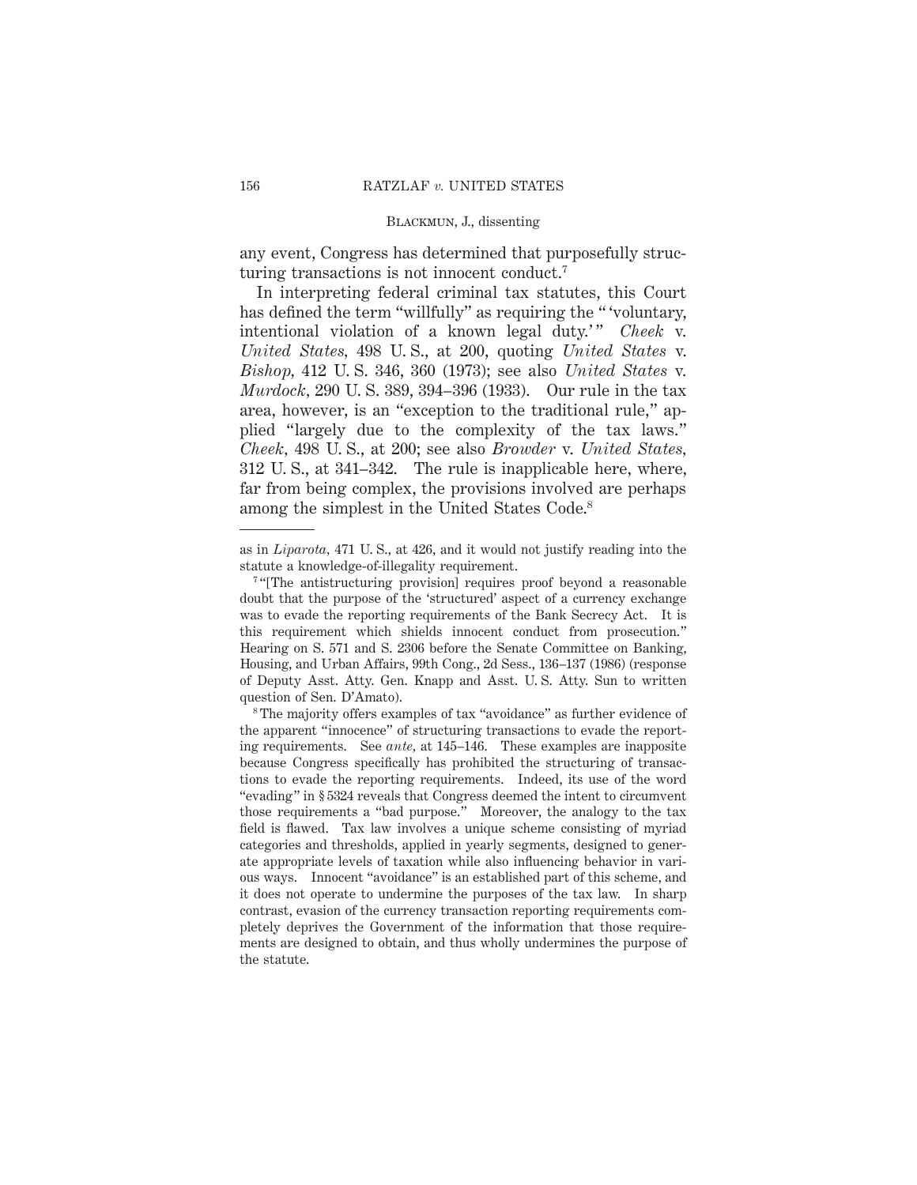any event, Congress has determined that purposefully structuring transactions is not innocent conduct.[7]

In interpreting federal criminal tax statutes, this Court has defined the term "willfully" as requiring the " 'voluntary, intentional violation of a known legal duty.' " *Cheek* v. *United States*, 498 U. S., at 200, quoting *United States* v. *Bishop*, 412 U. S. 346, 360 (1973); see also *United States* v. *Murdock*, 290 U. S. 389, 394–396 (1933). Our rule in the tax area, however, is an "exception to the traditional rule," applied "largely due to the complexity of the tax laws." *Cheek*, 498 U. S., at 200; see also *Browder* v. *United States*, 312 U. S., at 341–342. The rule is inapplicable here, where, far from being complex, the provisions involved are perhaps among the simplest in the United States Code.[8]

---

as in *Liparota*, 471 U. S., at 426, and it would not justify reading into the statute a knowledge-of-illegality requirement.

[7] "[The antistructuring provision] requires proof beyond a reasonable doubt that the purpose of the 'structured' aspect of a currency exchange was to evade the reporting requirements of the Bank Secrecy Act. It is this requirement which shields innocent conduct from prosecution." Hearing on S. 571 and S. 2306 before the Senate Committee on Banking, Housing, and Urban Affairs, 99th Cong., 2d Sess., 136–137 (1986) (response of Deputy Asst. Atty. Gen. Knapp and Asst. U. S. Atty. Sun to written question of Sen. D'Amato).

[8] The majority offers examples of tax "avoidance" as further evidence of the apparent "innocence" of structuring transactions to evade the reporting requirements. See *ante*, at 145–146. These examples are inapposite because Congress specifically has prohibited the structuring of transactions to evade the reporting requirements. Indeed, its use of the word "evading" in § 5324 reveals that Congress deemed the intent to circumvent those requirements a "bad purpose." Moreover, the analogy to the tax field is flawed. Tax law involves a unique scheme consisting of myriad categories and thresholds, applied in yearly segments, designed to generate appropriate levels of taxation while also influencing behavior in various ways. Innocent "avoidance" is an established part of this scheme, and it does not operate to undermine the purposes of the tax law. In sharp contrast, evasion of the currency transaction reporting requirements completely deprives the Government of the information that those requirements are designed to obtain, and thus wholly undermines the purpose of the statute.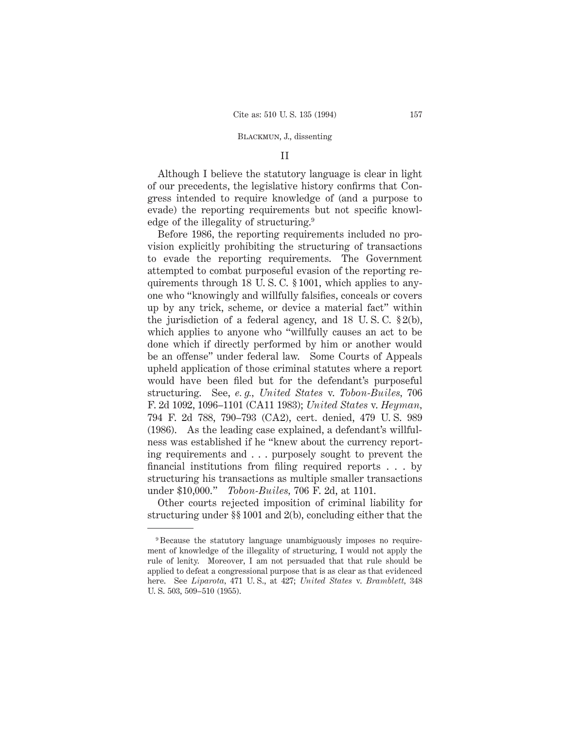## II

Although I believe the statutory language is clear in light of our precedents, the legislative history confirms that Congress intended to require knowledge of (and a purpose to evade) the reporting requirements but not specific knowledge of the illegality of structuring.[9]

Before 1986, the reporting requirements included no provision explicitly prohibiting the structuring of transactions to evade the reporting requirements. The Government attempted to combat purposeful evasion of the reporting requirements through 18 U. S. C. § 1001, which applies to anyone who "knowingly and willfully falsifies, conceals or covers up by any trick, scheme, or device a material fact" within the jurisdiction of a federal agency, and 18 U. S. C. § 2(b), which applies to anyone who "willfully causes an act to be done which if directly performed by him or another would be an offense" under federal law. Some Courts of Appeals upheld application of those criminal statutes where a report would have been filed but for the defendant's purposeful structuring. See, *e. g., United States* v. *Tobon-Builes,* 706 F. 2d 1092, 1096–1101 (CA11 1983); *United States* v. *Heyman,* 794 F. 2d 788, 790–793 (CA2), cert. denied, 479 U. S. 989 (1986). As the leading case explained, a defendant's willfulness was established if he "knew about the currency reporting requirements and . . . purposely sought to prevent the financial institutions from filing required reports . . . by structuring his transactions as multiple smaller transactions under $10,000." *Tobon-Builes,* 706 F. 2d, at 1101.

Other courts rejected imposition of criminal liability for structuring under §§ 1001 and 2(b), concluding either that the

---

[9] Because the statutory language unambiguously imposes no requirement of knowledge of the illegality of structuring, I would not apply the rule of lenity. Moreover, I am not persuaded that that rule should be applied to defeat a congressional purpose that is as clear as that evidenced here. See *Liparota,* 471 U. S., at 427; *United States* v. *Bramblett,* 348 U. S. 503, 509–510 (1955).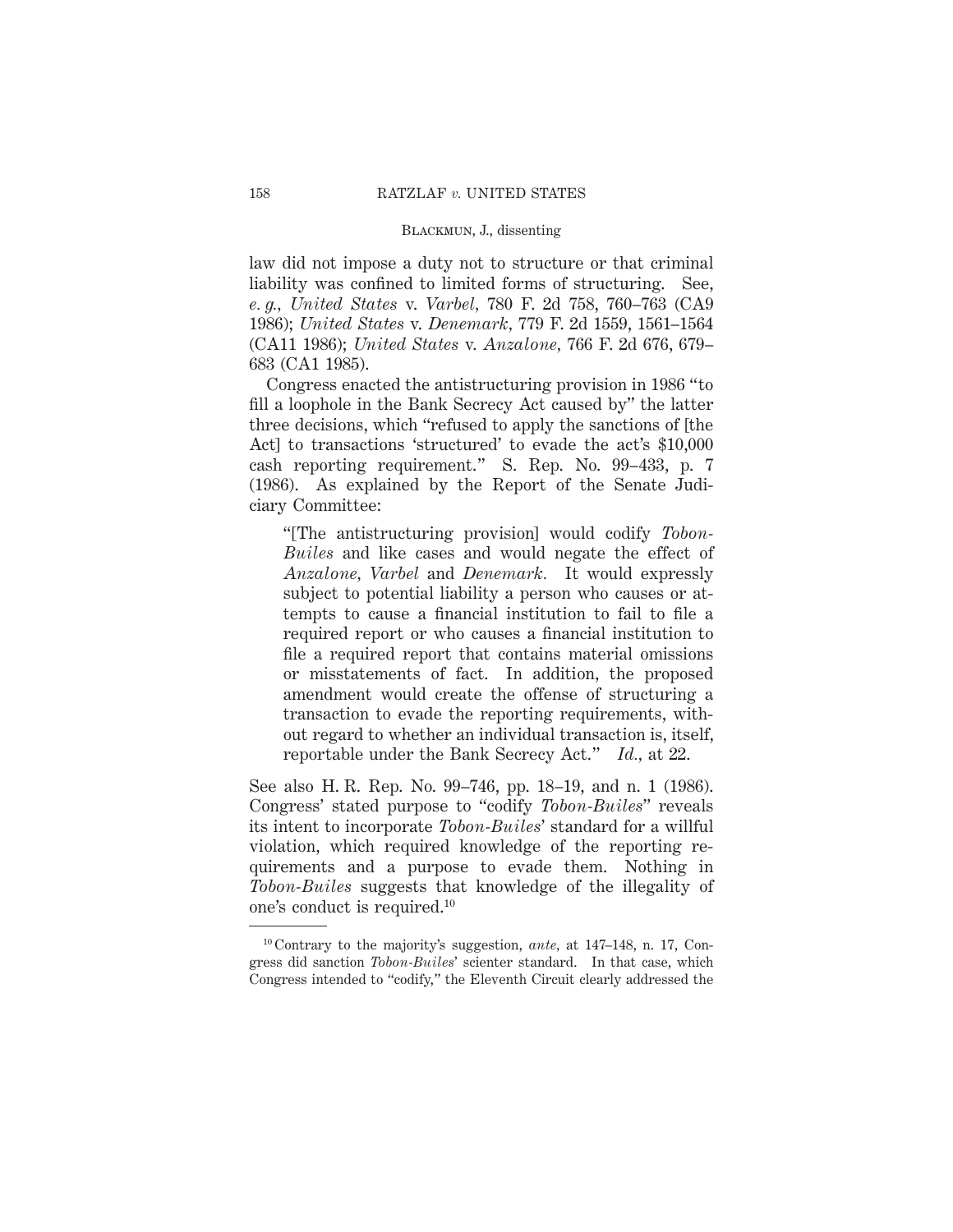law did not impose a duty not to structure or that criminal liability was confined to limited forms of structuring. See, *e. g., United States* v. *Varbel*, 780 F. 2d 758, 760–763 (CA9 1986); *United States* v. *Denemark*, 779 F. 2d 1559, 1561–1564 (CA11 1986); *United States* v. *Anzalone*, 766 F. 2d 676, 679–683 (CA1 1985).

Congress enacted the antistructuring provision in 1986 "to fill a loophole in the Bank Secrecy Act caused by" the latter three decisions, which "refused to apply the sanctions of [the Act] to transactions 'structured' to evade the act's $10,000 cash reporting requirement." S. Rep. No. 99–433, p. 7 (1986). As explained by the Report of the Senate Judiciary Committee:

> "[The antistructuring provision] would codify *Tobon-Builes* and like cases and would negate the effect of *Anzalone*, *Varbel* and *Denemark*. It would expressly subject to potential liability a person who causes or attempts to cause a financial institution to fail to file a required report or who causes a financial institution to file a required report that contains material omissions or misstatements of fact. In addition, the proposed amendment would create the offense of structuring a transaction to evade the reporting requirements, without regard to whether an individual transaction is, itself, reportable under the Bank Secrecy Act." *Id.*, at 22.

See also H. R. Rep. No. 99–746, pp. 18–19, and n. 1 (1986). Congress' stated purpose to "codify *Tobon-Builes*" reveals its intent to incorporate *Tobon-Builes*' standard for a willful violation, which required knowledge of the reporting requirements and a purpose to evade them. Nothing in *Tobon-Builes* suggests that knowledge of the illegality of one's conduct is required.[10]

---

[10] Contrary to the majority's suggestion, *ante*, at 147–148, n. 17, Congress did sanction *Tobon-Builes*' scienter standard. In that case, which Congress intended to "codify," the Eleventh Circuit clearly addressed the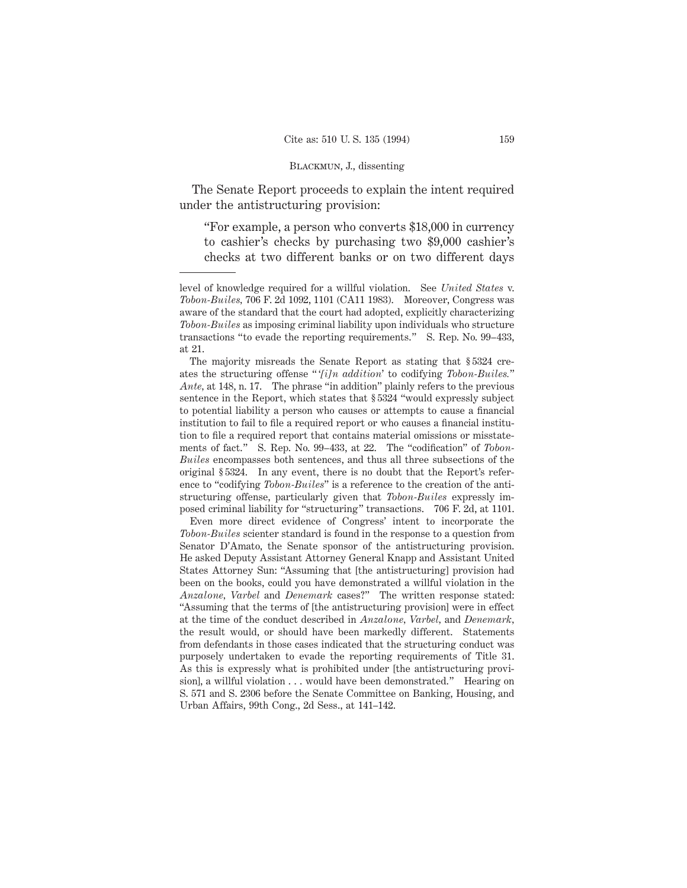The Senate Report proceeds to explain the intent required under the antistructuring provision:

> "For example, a person who converts $18,000 in currency to cashier's checks by purchasing two $9,000 cashier's checks at two different banks or on two different days

---

level of knowledge required for a willful violation. See *United States* v. *Tobon-Builes,* 706 F. 2d 1092, 1101 (CA11 1983). Moreover, Congress was aware of the standard that the court had adopted, explicitly characterizing *Tobon-Builes* as imposing criminal liability upon individuals who structure transactions "to evade the reporting requirements." S. Rep. No. 99–433, at 21.

The majority misreads the Senate Report as stating that § 5324 creates the structuring offense "'*[i]n addition*' to codifying *Tobon-Builes.*" *Ante,* at 148, n. 17. The phrase "in addition" plainly refers to the previous sentence in the Report, which states that § 5324 "would expressly subject to potential liability a person who causes or attempts to cause a financial institution to fail to file a required report or who causes a financial institution to file a required report that contains material omissions or misstatements of fact." S. Rep. No. 99–433, at 22. The "codification" of *Tobon-Builes* encompasses both sentences, and thus all three subsections of the original § 5324. In any event, there is no doubt that the Report's reference to "codifying *Tobon-Builes*" is a reference to the creation of the antistructuring offense, particularly given that *Tobon-Builes* expressly imposed criminal liability for "structuring" transactions. 706 F. 2d, at 1101.

Even more direct evidence of Congress' intent to incorporate the *Tobon-Builes* scienter standard is found in the response to a question from Senator D'Amato, the Senate sponsor of the antistructuring provision. He asked Deputy Assistant Attorney General Knapp and Assistant United States Attorney Sun: "Assuming that [the antistructuring] provision had been on the books, could you have demonstrated a willful violation in the *Anzalone, Varbel* and *Denemark* cases?" The written response stated: "Assuming that the terms of [the antistructuring provision] were in effect at the time of the conduct described in *Anzalone, Varbel,* and *Denemark,* the result would, or should have been markedly different. Statements from defendants in those cases indicated that the structuring conduct was purposely undertaken to evade the reporting requirements of Title 31. As this is expressly what is prohibited under [the antistructuring provision], a willful violation . . . would have been demonstrated." Hearing on S. 571 and S. 2306 before the Senate Committee on Banking, Housing, and Urban Affairs, 99th Cong., 2d Sess., at 141–142.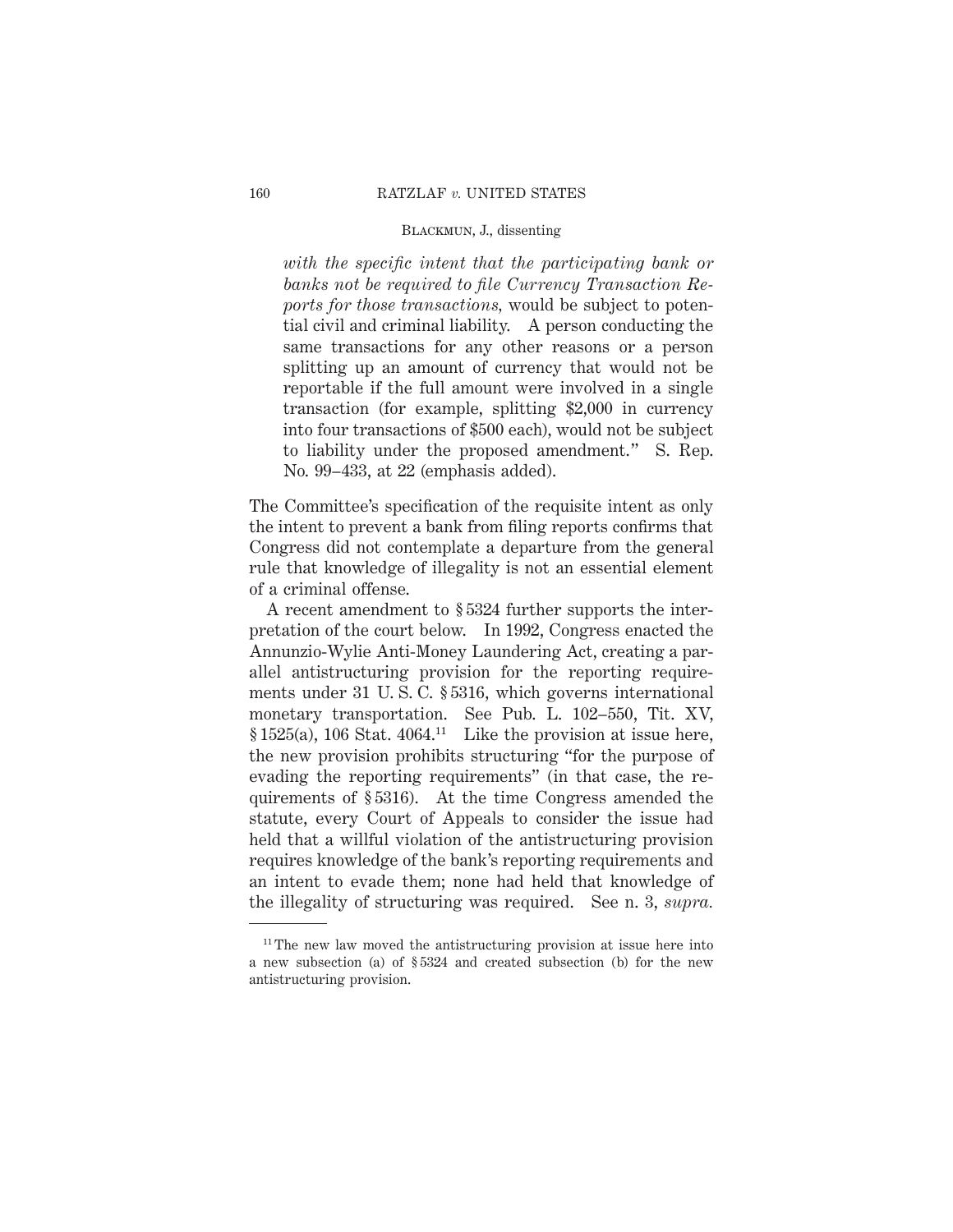*with the specific intent that the participating bank or banks not be required to file Currency Transaction Reports for those transactions,* would be subject to potential civil and criminal liability. A person conducting the same transactions for any other reasons or a person splitting up an amount of currency that would not be reportable if the full amount were involved in a single transaction (for example, splitting $2,000 in currency into four transactions of $500 each), would not be subject to liability under the proposed amendment." S. Rep. No. 99–433, at 22 (emphasis added).

The Committee's specification of the requisite intent as only the intent to prevent a bank from filing reports confirms that Congress did not contemplate a departure from the general rule that knowledge of illegality is not an essential element of a criminal offense.

A recent amendment to § 5324 further supports the interpretation of the court below. In 1992, Congress enacted the Annunzio-Wylie Anti-Money Laundering Act, creating a parallel antistructuring provision for the reporting requirements under 31 U. S. C. § 5316, which governs international monetary transportation. See Pub. L. 102–550, Tit. XV, § 1525(a), 106 Stat. 4064.[11] Like the provision at issue here, the new provision prohibits structuring "for the purpose of evading the reporting requirements" (in that case, the requirements of § 5316). At the time Congress amended the statute, every Court of Appeals to consider the issue had held that a willful violation of the antistructuring provision requires knowledge of the bank's reporting requirements and an intent to evade them; none had held that knowledge of the illegality of structuring was required. See n. 3, *supra.*

---

[11] The new law moved the antistructuring provision at issue here into a new subsection (a) of § 5324 and created subsection (b) for the new antistructuring provision.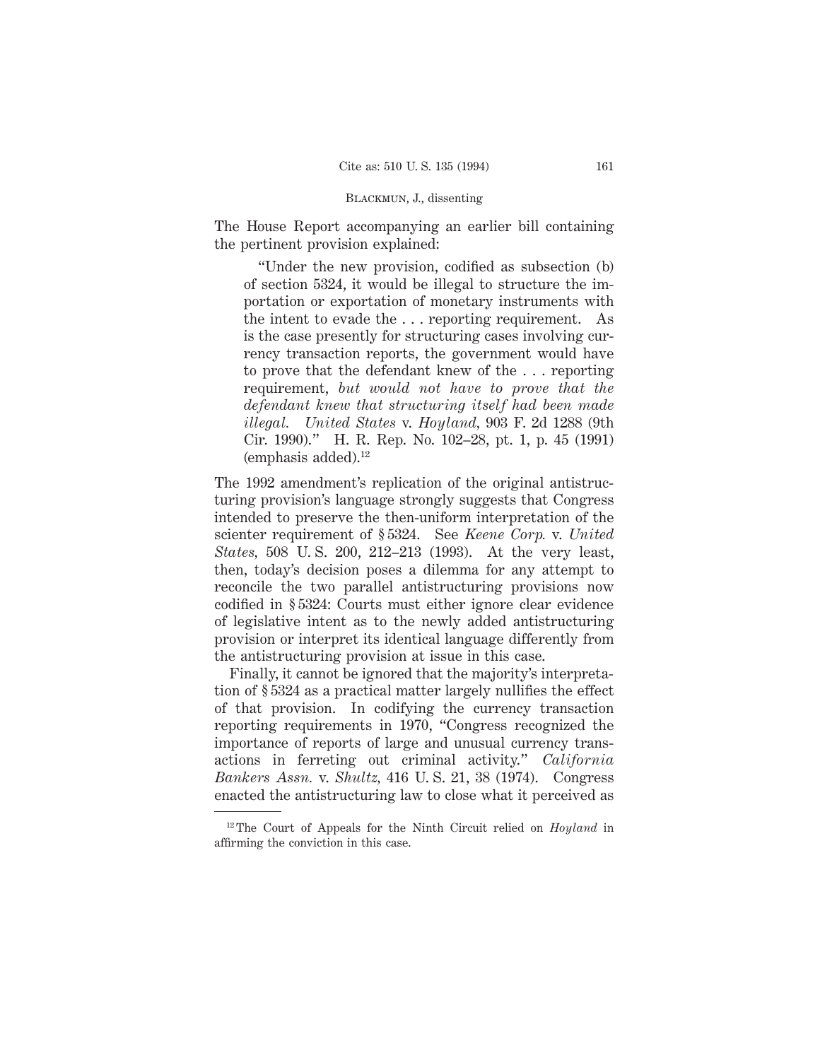The House Report accompanying an earlier bill containing the pertinent provision explained:

> "Under the new provision, codified as subsection (b) of section 5324, it would be illegal to structure the importation or exportation of monetary instruments with the intent to evade the . . . reporting requirement. As is the case presently for structuring cases involving currency transaction reports, the government would have to prove that the defendant knew of the . . . reporting requirement, *but would not have to prove that the defendant knew that structuring itself had been made illegal. United States* v. *Hoyland*, 903 F. 2d 1288 (9th Cir. 1990)." H. R. Rep. No. 102–28, pt. 1, p. 45 (1991) (emphasis added).[12]

The 1992 amendment's replication of the original antistructuring provision's language strongly suggests that Congress intended to preserve the then-uniform interpretation of the scienter requirement of § 5324. See *Keene Corp.* v. *United States*, 508 U. S. 200, 212–213 (1993). At the very least, then, today's decision poses a dilemma for any attempt to reconcile the two parallel antistructuring provisions now codified in § 5324: Courts must either ignore clear evidence of legislative intent as to the newly added antistructuring provision or interpret its identical language differently from the antistructuring provision at issue in this case.

Finally, it cannot be ignored that the majority's interpretation of § 5324 as a practical matter largely nullifies the effect of that provision. In codifying the currency transaction reporting requirements in 1970, "Congress recognized the importance of reports of large and unusual currency transactions in ferreting out criminal activity." *California Bankers Assn.* v. *Shultz*, 416 U. S. 21, 38 (1974). Congress enacted the antistructuring law to close what it perceived as

---

[12] The Court of Appeals for the Ninth Circuit relied on *Hoyland* in affirming the conviction in this case.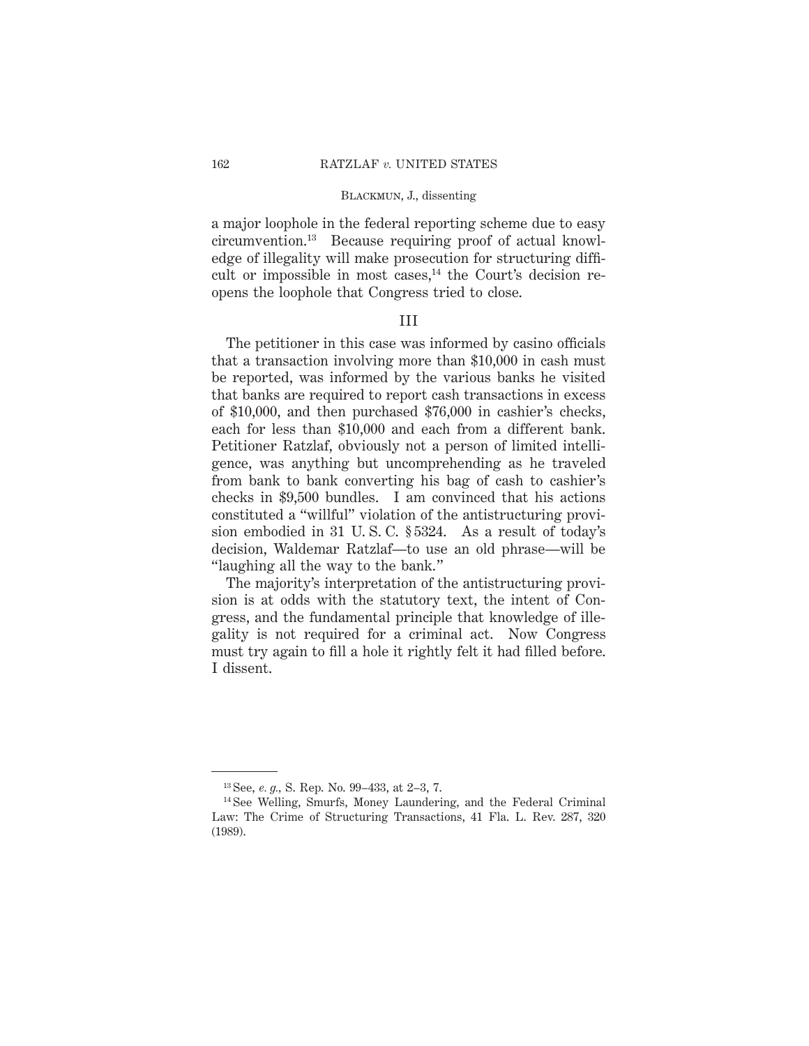a major loophole in the federal reporting scheme due to easy circumvention.[13] Because requiring proof of actual knowledge of illegality will make prosecution for structuring difficult or impossible in most cases,[14] the Court's decision reopens the loophole that Congress tried to close.

### III

The petitioner in this case was informed by casino officials that a transaction involving more than $10,000 in cash must be reported, was informed by the various banks he visited that banks are required to report cash transactions in excess of $10,000, and then purchased $76,000 in cashier's checks, each for less than $10,000 and each from a different bank. Petitioner Ratzlaf, obviously not a person of limited intelligence, was anything but uncomprehending as he traveled from bank to bank converting his bag of cash to cashier's checks in $9,500 bundles. I am convinced that his actions constituted a "willful" violation of the antistructuring provision embodied in 31 U. S. C. § 5324. As a result of today's decision, Waldemar Ratzlaf—to use an old phrase—will be "laughing all the way to the bank."

The majority's interpretation of the antistructuring provision is at odds with the statutory text, the intent of Congress, and the fundamental principle that knowledge of illegality is not required for a criminal act. Now Congress must try again to fill a hole it rightly felt it had filled before. I dissent.

---

[13] See, *e. g.*, S. Rep. No. 99–433, at 2–3, 7.

[14] See Welling, Smurfs, Money Laundering, and the Federal Criminal Law: The Crime of Structuring Transactions, 41 Fla. L. Rev. 287, 320 (1989).